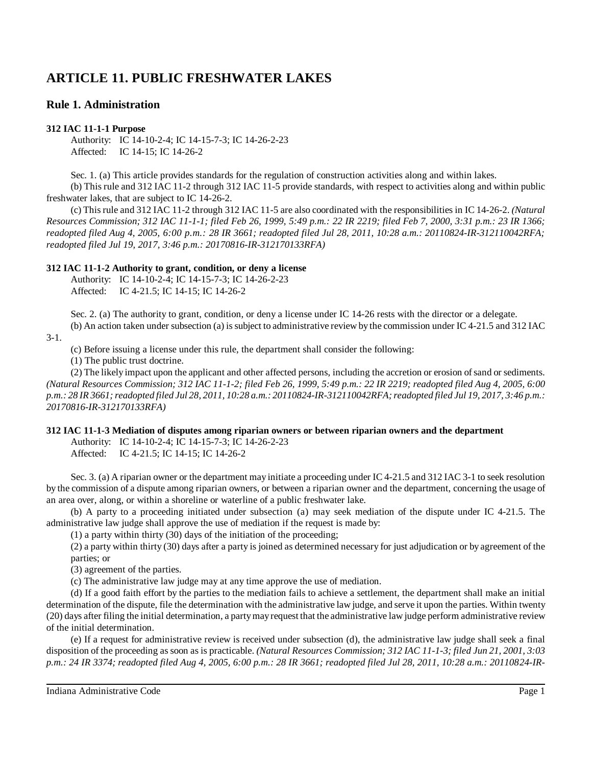# ARTICLE 11. PUBLIC FRESHWATER LAKES

## Rule 1. Administration

**312 IAC 11-1-1 Purpose**

Authority: IC 14-10-2-4; IC 14-15-7-3; IC 14-26-2-23
Affected: IC 14-15; IC 14-26-2

Sec. 1. (a) This article provides standards for the regulation of construction activities along and within lakes.

(b) This rule and 312 IAC 11-2 through 312 IAC 11-5 provide standards, with respect to activities along and within public freshwater lakes, that are subject to IC 14-26-2.

(c) This rule and 312 IAC 11-2 through 312 IAC 11-5 are also coordinated with the responsibilities in IC 14-26-2. *(Natural Resources Commission; 312 IAC 11-1-1; filed Feb 26, 1999, 5:49 p.m.: 22 IR 2219; filed Feb 7, 2000, 3:31 p.m.: 23 IR 1366; readopted filed Aug 4, 2005, 6:00 p.m.: 28 IR 3661; readopted filed Jul 28, 2011, 10:28 a.m.: 20110824-IR-312110042RFA; readopted filed Jul 19, 2017, 3:46 p.m.: 20170816-IR-312170133RFA)*

**312 IAC 11-1-2 Authority to grant, condition, or deny a license**

Authority: IC 14-10-2-4; IC 14-15-7-3; IC 14-26-2-23
Affected: IC 4-21.5; IC 14-15; IC 14-26-2

Sec. 2. (a) The authority to grant, condition, or deny a license under IC 14-26 rests with the director or a delegate.

(b) An action taken under subsection (a) is subject to administrative review by the commission under IC 4-21.5 and 312 IAC 3-1.

(c) Before issuing a license under this rule, the department shall consider the following:

(1) The public trust doctrine.

(2) The likely impact upon the applicant and other affected persons, including the accretion or erosion of sand or sediments. *(Natural Resources Commission; 312 IAC 11-1-2; filed Feb 26, 1999, 5:49 p.m.: 22 IR 2219; readopted filed Aug 4, 2005, 6:00 p.m.: 28 IR 3661; readopted filed Jul 28, 2011, 10:28 a.m.: 20110824-IR-312110042RFA; readopted filed Jul 19, 2017, 3:46 p.m.: 20170816-IR-312170133RFA)*

**312 IAC 11-1-3 Mediation of disputes among riparian owners or between riparian owners and the department**

Authority: IC 14-10-2-4; IC 14-15-7-3; IC 14-26-2-23
Affected: IC 4-21.5; IC 14-15; IC 14-26-2

Sec. 3. (a) A riparian owner or the department may initiate a proceeding under IC 4-21.5 and 312 IAC 3-1 to seek resolution by the commission of a dispute among riparian owners, or between a riparian owner and the department, concerning the usage of an area over, along, or within a shoreline or waterline of a public freshwater lake.

(b) A party to a proceeding initiated under subsection (a) may seek mediation of the dispute under IC 4-21.5. The administrative law judge shall approve the use of mediation if the request is made by:

(1) a party within thirty (30) days of the initiation of the proceeding;

(2) a party within thirty (30) days after a party is joined as determined necessary for just adjudication or by agreement of the parties; or

(3) agreement of the parties.

(c) The administrative law judge may at any time approve the use of mediation.

(d) If a good faith effort by the parties to the mediation fails to achieve a settlement, the department shall make an initial determination of the dispute, file the determination with the administrative law judge, and serve it upon the parties. Within twenty (20) days after filing the initial determination, a party may request that the administrative law judge perform administrative review of the initial determination.

(e) If a request for administrative review is received under subsection (d), the administrative law judge shall seek a final disposition of the proceeding as soon as is practicable. *(Natural Resources Commission; 312 IAC 11-1-3; filed Jun 21, 2001, 3:03 p.m.: 24 IR 3374; readopted filed Aug 4, 2005, 6:00 p.m.: 28 IR 3661; readopted filed Jul 28, 2011, 10:28 a.m.: 20110824-IR-*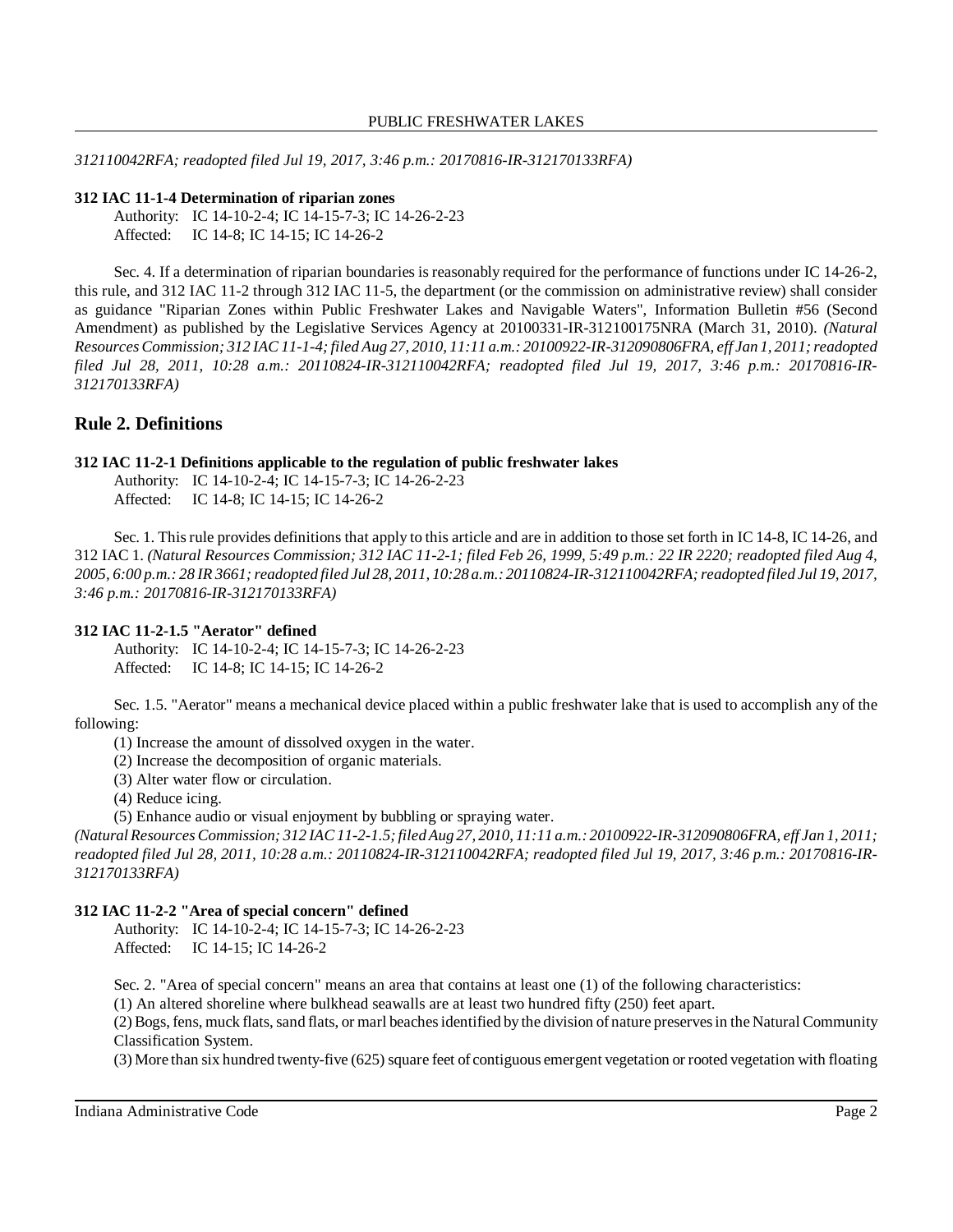*312110042RFA; readopted filed Jul 19, 2017, 3:46 p.m.: 20170816-IR-312170133RFA)*

**312 IAC 11-1-4 Determination of riparian zones**

Authority: IC 14-10-2-4; IC 14-15-7-3; IC 14-26-2-23
Affected: IC 14-8; IC 14-15; IC 14-26-2

Sec. 4. If a determination of riparian boundaries is reasonably required for the performance of functions under IC 14-26-2, this rule, and 312 IAC 11-2 through 312 IAC 11-5, the department (or the commission on administrative review) shall consider as guidance "Riparian Zones within Public Freshwater Lakes and Navigable Waters", Information Bulletin #56 (Second Amendment) as published by the Legislative Services Agency at 20100331-IR-312100175NRA (March 31, 2010). *(Natural Resources Commission; 312 IAC 11-1-4; filed Aug 27, 2010, 11:11 a.m.: 20100922-IR-312090806FRA, eff Jan 1, 2011; readopted filed Jul 28, 2011, 10:28 a.m.: 20110824-IR-312110042RFA; readopted filed Jul 19, 2017, 3:46 p.m.: 20170816-IR-312170133RFA)*

## Rule 2. Definitions

**312 IAC 11-2-1 Definitions applicable to the regulation of public freshwater lakes**

Authority: IC 14-10-2-4; IC 14-15-7-3; IC 14-26-2-23
Affected: IC 14-8; IC 14-15; IC 14-26-2

Sec. 1. This rule provides definitions that apply to this article and are in addition to those set forth in IC 14-8, IC 14-26, and 312 IAC 1. *(Natural Resources Commission; 312 IAC 11-2-1; filed Feb 26, 1999, 5:49 p.m.: 22 IR 2220; readopted filed Aug 4, 2005, 6:00 p.m.: 28 IR 3661; readopted filed Jul 28, 2011, 10:28 a.m.: 20110824-IR-312110042RFA; readopted filed Jul 19, 2017, 3:46 p.m.: 20170816-IR-312170133RFA)*

**312 IAC 11-2-1.5 "Aerator" defined**

Authority: IC 14-10-2-4; IC 14-15-7-3; IC 14-26-2-23
Affected: IC 14-8; IC 14-15; IC 14-26-2

Sec. 1.5. "Aerator" means a mechanical device placed within a public freshwater lake that is used to accomplish any of the following:

(1) Increase the amount of dissolved oxygen in the water.
(2) Increase the decomposition of organic materials.
(3) Alter water flow or circulation.
(4) Reduce icing.
(5) Enhance audio or visual enjoyment by bubbling or spraying water.

*(Natural Resources Commission; 312 IAC 11-2-1.5; filed Aug 27, 2010, 11:11 a.m.: 20100922-IR-312090806FRA, eff Jan 1, 2011; readopted filed Jul 28, 2011, 10:28 a.m.: 20110824-IR-312110042RFA; readopted filed Jul 19, 2017, 3:46 p.m.: 20170816-IR-312170133RFA)*

**312 IAC 11-2-2 "Area of special concern" defined**

Authority: IC 14-10-2-4; IC 14-15-7-3; IC 14-26-2-23
Affected: IC 14-15; IC 14-26-2

Sec. 2. "Area of special concern" means an area that contains at least one (1) of the following characteristics:

(1) An altered shoreline where bulkhead seawalls are at least two hundred fifty (250) feet apart.
(2) Bogs, fens, muck flats, sand flats, or marl beaches identified by the division of nature preserves in the Natural Community Classification System.
(3) More than six hundred twenty-five (625) square feet of contiguous emergent vegetation or rooted vegetation with floating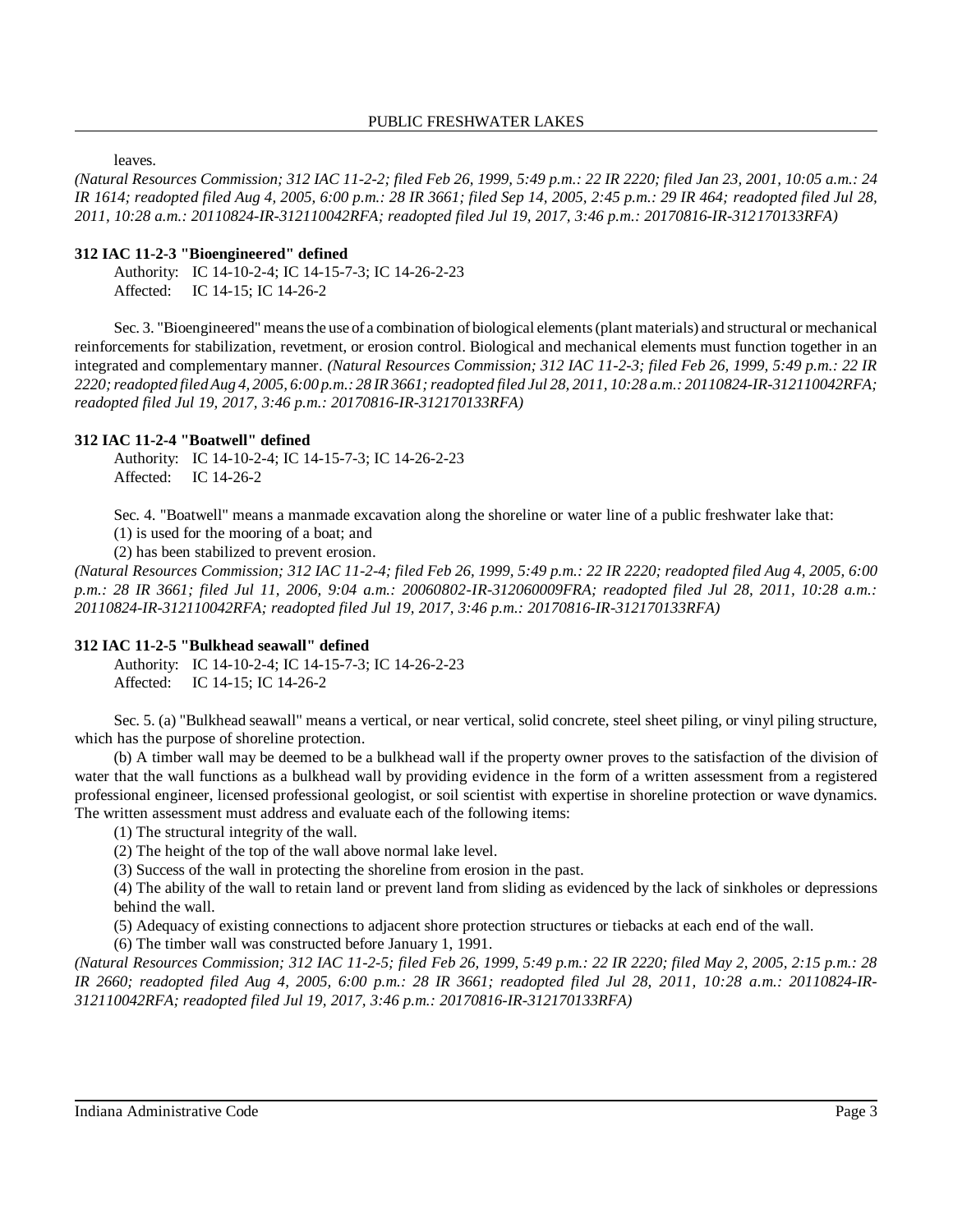leaves.

*(Natural Resources Commission; 312 IAC 11-2-2; filed Feb 26, 1999, 5:49 p.m.: 22 IR 2220; filed Jan 23, 2001, 10:05 a.m.: 24 IR 1614; readopted filed Aug 4, 2005, 6:00 p.m.: 28 IR 3661; filed Sep 14, 2005, 2:45 p.m.: 29 IR 464; readopted filed Jul 28, 2011, 10:28 a.m.: 20110824-IR-312110042RFA; readopted filed Jul 19, 2017, 3:46 p.m.: 20170816-IR-312170133RFA)*

**312 IAC 11-2-3 "Bioengineered" defined**

Authority: IC 14-10-2-4; IC 14-15-7-3; IC 14-26-2-23
Affected: IC 14-15; IC 14-26-2

Sec. 3. "Bioengineered" means the use of a combination of biological elements (plant materials) and structural or mechanical reinforcements for stabilization, revetment, or erosion control. Biological and mechanical elements must function together in an integrated and complementary manner. *(Natural Resources Commission; 312 IAC 11-2-3; filed Feb 26, 1999, 5:49 p.m.: 22 IR 2220; readopted filed Aug 4, 2005, 6:00 p.m.: 28 IR 3661; readopted filed Jul 28, 2011, 10:28 a.m.: 20110824-IR-312110042RFA; readopted filed Jul 19, 2017, 3:46 p.m.: 20170816-IR-312170133RFA)*

**312 IAC 11-2-4 "Boatwell" defined**

Authority: IC 14-10-2-4; IC 14-15-7-3; IC 14-26-2-23
Affected: IC 14-26-2

Sec. 4. "Boatwell" means a manmade excavation along the shoreline or water line of a public freshwater lake that:

(1) is used for the mooring of a boat; and

(2) has been stabilized to prevent erosion.

*(Natural Resources Commission; 312 IAC 11-2-4; filed Feb 26, 1999, 5:49 p.m.: 22 IR 2220; readopted filed Aug 4, 2005, 6:00 p.m.: 28 IR 3661; filed Jul 11, 2006, 9:04 a.m.: 20060802-IR-312060009FRA; readopted filed Jul 28, 2011, 10:28 a.m.: 20110824-IR-312110042RFA; readopted filed Jul 19, 2017, 3:46 p.m.: 20170816-IR-312170133RFA)*

**312 IAC 11-2-5 "Bulkhead seawall" defined**

Authority: IC 14-10-2-4; IC 14-15-7-3; IC 14-26-2-23
Affected: IC 14-15; IC 14-26-2

Sec. 5. (a) "Bulkhead seawall" means a vertical, or near vertical, solid concrete, steel sheet piling, or vinyl piling structure, which has the purpose of shoreline protection.

(b) A timber wall may be deemed to be a bulkhead wall if the property owner proves to the satisfaction of the division of water that the wall functions as a bulkhead wall by providing evidence in the form of a written assessment from a registered professional engineer, licensed professional geologist, or soil scientist with expertise in shoreline protection or wave dynamics. The written assessment must address and evaluate each of the following items:

(1) The structural integrity of the wall.

(2) The height of the top of the wall above normal lake level.

(3) Success of the wall in protecting the shoreline from erosion in the past.

(4) The ability of the wall to retain land or prevent land from sliding as evidenced by the lack of sinkholes or depressions behind the wall.

(5) Adequacy of existing connections to adjacent shore protection structures or tiebacks at each end of the wall.

(6) The timber wall was constructed before January 1, 1991.

*(Natural Resources Commission; 312 IAC 11-2-5; filed Feb 26, 1999, 5:49 p.m.: 22 IR 2220; filed May 2, 2005, 2:15 p.m.: 28 IR 2660; readopted filed Aug 4, 2005, 6:00 p.m.: 28 IR 3661; readopted filed Jul 28, 2011, 10:28 a.m.: 20110824-IR-312110042RFA; readopted filed Jul 19, 2017, 3:46 p.m.: 20170816-IR-312170133RFA)*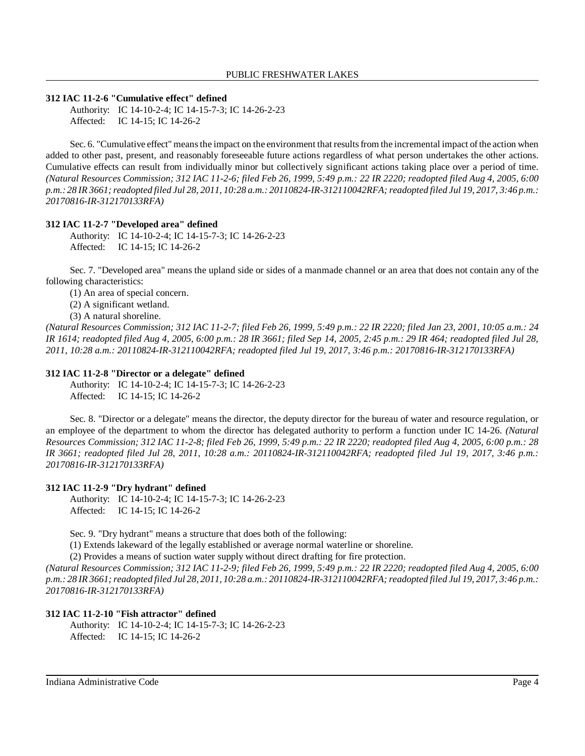### 312 IAC 11-2-6 "Cumulative effect" defined

Authority: IC 14-10-2-4; IC 14-15-7-3; IC 14-26-2-23
Affected: IC 14-15; IC 14-26-2

Sec. 6. "Cumulative effect" means the impact on the environment that results from the incremental impact of the action when added to other past, present, and reasonably foreseeable future actions regardless of what person undertakes the other actions. Cumulative effects can result from individually minor but collectively significant actions taking place over a period of time. *(Natural Resources Commission; 312 IAC 11-2-6; filed Feb 26, 1999, 5:49 p.m.: 22 IR 2220; readopted filed Aug 4, 2005, 6:00 p.m.: 28 IR 3661; readopted filed Jul 28, 2011, 10:28 a.m.: 20110824-IR-312110042RFA; readopted filed Jul 19, 2017, 3:46 p.m.: 20170816-IR-312170133RFA)*

### 312 IAC 11-2-7 "Developed area" defined

Authority: IC 14-10-2-4; IC 14-15-7-3; IC 14-26-2-23
Affected: IC 14-15; IC 14-26-2

Sec. 7. "Developed area" means the upland side or sides of a manmade channel or an area that does not contain any of the following characteristics:

(1) An area of special concern.

(2) A significant wetland.

(3) A natural shoreline.

*(Natural Resources Commission; 312 IAC 11-2-7; filed Feb 26, 1999, 5:49 p.m.: 22 IR 2220; filed Jan 23, 2001, 10:05 a.m.: 24 IR 1614; readopted filed Aug 4, 2005, 6:00 p.m.: 28 IR 3661; filed Sep 14, 2005, 2:45 p.m.: 29 IR 464; readopted filed Jul 28, 2011, 10:28 a.m.: 20110824-IR-312110042RFA; readopted filed Jul 19, 2017, 3:46 p.m.: 20170816-IR-312170133RFA)*

### 312 IAC 11-2-8 "Director or a delegate" defined

Authority: IC 14-10-2-4; IC 14-15-7-3; IC 14-26-2-23
Affected: IC 14-15; IC 14-26-2

Sec. 8. "Director or a delegate" means the director, the deputy director for the bureau of water and resource regulation, or an employee of the department to whom the director has delegated authority to perform a function under IC 14-26. *(Natural Resources Commission; 312 IAC 11-2-8; filed Feb 26, 1999, 5:49 p.m.: 22 IR 2220; readopted filed Aug 4, 2005, 6:00 p.m.: 28 IR 3661; readopted filed Jul 28, 2011, 10:28 a.m.: 20110824-IR-312110042RFA; readopted filed Jul 19, 2017, 3:46 p.m.: 20170816-IR-312170133RFA)*

### 312 IAC 11-2-9 "Dry hydrant" defined

Authority: IC 14-10-2-4; IC 14-15-7-3; IC 14-26-2-23
Affected: IC 14-15; IC 14-26-2

Sec. 9. "Dry hydrant" means a structure that does both of the following:

(1) Extends lakeward of the legally established or average normal waterline or shoreline.

(2) Provides a means of suction water supply without direct drafting for fire protection.

*(Natural Resources Commission; 312 IAC 11-2-9; filed Feb 26, 1999, 5:49 p.m.: 22 IR 2220; readopted filed Aug 4, 2005, 6:00 p.m.: 28 IR 3661; readopted filed Jul 28, 2011, 10:28 a.m.: 20110824-IR-312110042RFA; readopted filed Jul 19, 2017, 3:46 p.m.: 20170816-IR-312170133RFA)*

### 312 IAC 11-2-10 "Fish attractor" defined

Authority: IC 14-10-2-4; IC 14-15-7-3; IC 14-26-2-23
Affected: IC 14-15; IC 14-26-2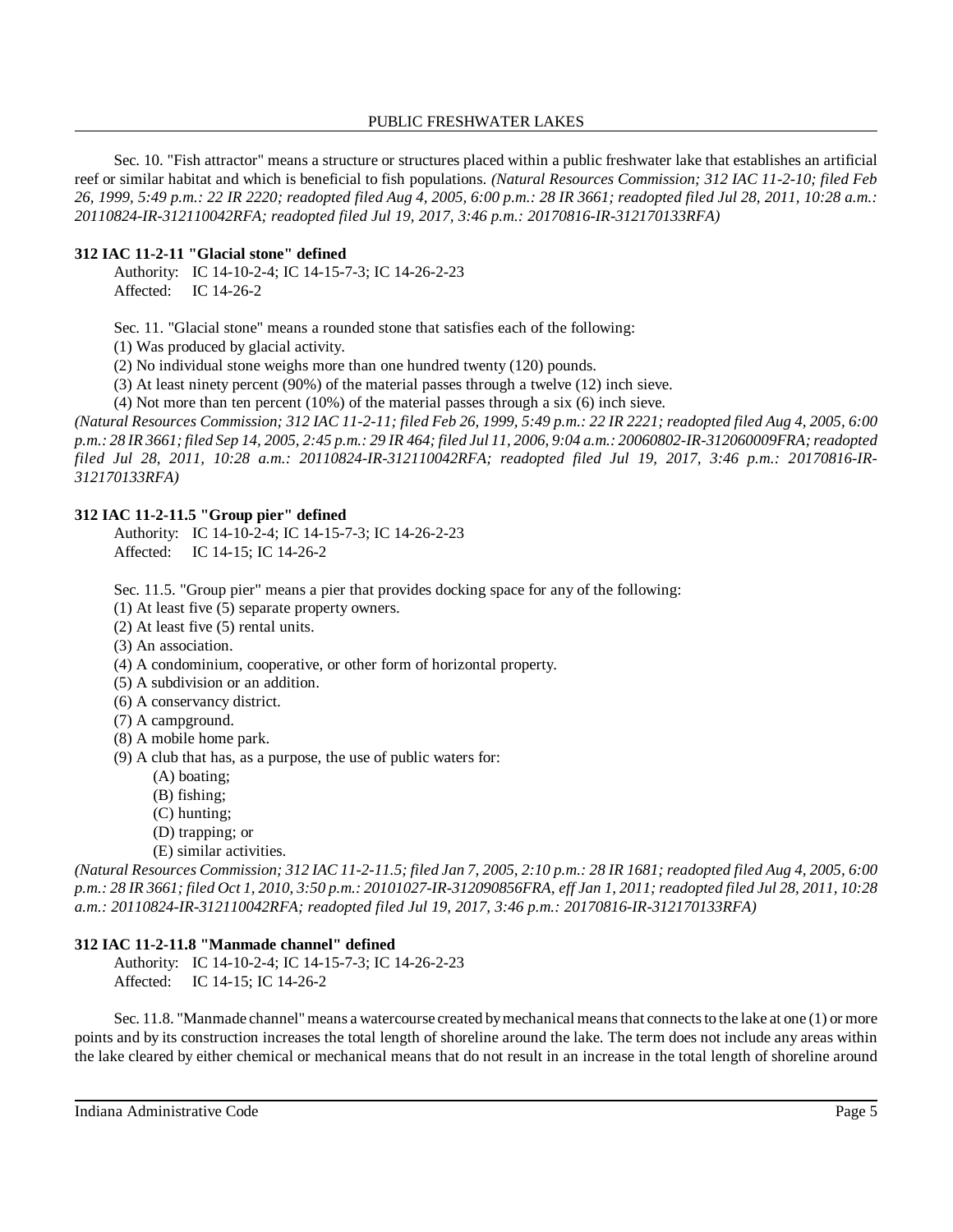Sec. 10. "Fish attractor" means a structure or structures placed within a public freshwater lake that establishes an artificial reef or similar habitat and which is beneficial to fish populations. *(Natural Resources Commission; 312 IAC 11-2-10; filed Feb 26, 1999, 5:49 p.m.: 22 IR 2220; readopted filed Aug 4, 2005, 6:00 p.m.: 28 IR 3661; readopted filed Jul 28, 2011, 10:28 a.m.: 20110824-IR-312110042RFA; readopted filed Jul 19, 2017, 3:46 p.m.: 20170816-IR-312170133RFA)*

**312 IAC 11-2-11 "Glacial stone" defined**

Authority: IC 14-10-2-4; IC 14-15-7-3; IC 14-26-2-23
Affected: IC 14-26-2

Sec. 11. "Glacial stone" means a rounded stone that satisfies each of the following:
(1) Was produced by glacial activity.
(2) No individual stone weighs more than one hundred twenty (120) pounds.
(3) At least ninety percent (90%) of the material passes through a twelve (12) inch sieve.
(4) Not more than ten percent (10%) of the material passes through a six (6) inch sieve.
*(Natural Resources Commission; 312 IAC 11-2-11; filed Feb 26, 1999, 5:49 p.m.: 22 IR 2221; readopted filed Aug 4, 2005, 6:00 p.m.: 28 IR 3661; filed Sep 14, 2005, 2:45 p.m.: 29 IR 464; filed Jul 11, 2006, 9:04 a.m.: 20060802-IR-312060009FRA; readopted filed Jul 28, 2011, 10:28 a.m.: 20110824-IR-312110042RFA; readopted filed Jul 19, 2017, 3:46 p.m.: 20170816-IR-312170133RFA)*

**312 IAC 11-2-11.5 "Group pier" defined**

Authority: IC 14-10-2-4; IC 14-15-7-3; IC 14-26-2-23
Affected: IC 14-15; IC 14-26-2

Sec. 11.5. "Group pier" means a pier that provides docking space for any of the following:
(1) At least five (5) separate property owners.
(2) At least five (5) rental units.
(3) An association.
(4) A condominium, cooperative, or other form of horizontal property.
(5) A subdivision or an addition.
(6) A conservancy district.
(7) A campground.
(8) A mobile home park.
(9) A club that has, as a purpose, the use of public waters for:
   (A) boating;
   (B) fishing;
   (C) hunting;
   (D) trapping; or
   (E) similar activities.
*(Natural Resources Commission; 312 IAC 11-2-11.5; filed Jan 7, 2005, 2:10 p.m.: 28 IR 1681; readopted filed Aug 4, 2005, 6:00 p.m.: 28 IR 3661; filed Oct 1, 2010, 3:50 p.m.: 20101027-IR-312090856FRA, eff Jan 1, 2011; readopted filed Jul 28, 2011, 10:28 a.m.: 20110824-IR-312110042RFA; readopted filed Jul 19, 2017, 3:46 p.m.: 20170816-IR-312170133RFA)*

**312 IAC 11-2-11.8 "Manmade channel" defined**

Authority: IC 14-10-2-4; IC 14-15-7-3; IC 14-26-2-23
Affected: IC 14-15; IC 14-26-2

Sec. 11.8. "Manmade channel" means a watercourse created by mechanical means that connects to the lake at one (1) or more points and by its construction increases the total length of shoreline around the lake. The term does not include any areas within the lake cleared by either chemical or mechanical means that do not result in an increase in the total length of shoreline around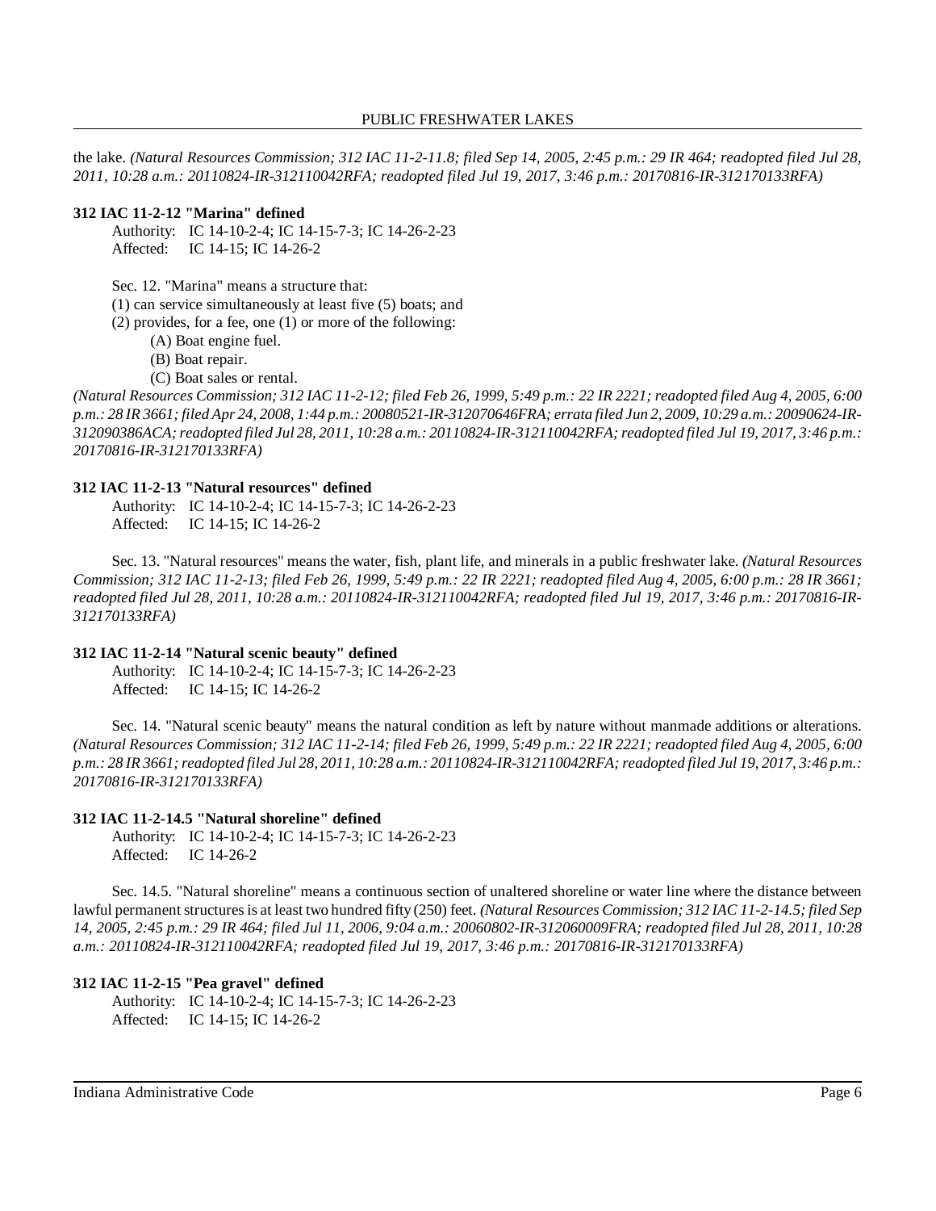the lake. *(Natural Resources Commission; 312 IAC 11-2-11.8; filed Sep 14, 2005, 2:45 p.m.: 29 IR 464; readopted filed Jul 28, 2011, 10:28 a.m.: 20110824-IR-312110042RFA; readopted filed Jul 19, 2017, 3:46 p.m.: 20170816-IR-312170133RFA)*

**312 IAC 11-2-12 "Marina" defined**

Authority: IC 14-10-2-4; IC 14-15-7-3; IC 14-26-2-23
Affected: IC 14-15; IC 14-26-2

Sec. 12. "Marina" means a structure that:
(1) can service simultaneously at least five (5) boats; and
(2) provides, for a fee, one (1) or more of the following:
(A) Boat engine fuel.
(B) Boat repair.
(C) Boat sales or rental.

*(Natural Resources Commission; 312 IAC 11-2-12; filed Feb 26, 1999, 5:49 p.m.: 22 IR 2221; readopted filed Aug 4, 2005, 6:00 p.m.: 28 IR 3661; filed Apr 24, 2008, 1:44 p.m.: 20080521-IR-312070646FRA; errata filed Jun 2, 2009, 10:29 a.m.: 20090624-IR-312090386ACA; readopted filed Jul 28, 2011, 10:28 a.m.: 20110824-IR-312110042RFA; readopted filed Jul 19, 2017, 3:46 p.m.: 20170816-IR-312170133RFA)*

**312 IAC 11-2-13 "Natural resources" defined**

Authority: IC 14-10-2-4; IC 14-15-7-3; IC 14-26-2-23
Affected: IC 14-15; IC 14-26-2

Sec. 13. "Natural resources" means the water, fish, plant life, and minerals in a public freshwater lake. *(Natural Resources Commission; 312 IAC 11-2-13; filed Feb 26, 1999, 5:49 p.m.: 22 IR 2221; readopted filed Aug 4, 2005, 6:00 p.m.: 28 IR 3661; readopted filed Jul 28, 2011, 10:28 a.m.: 20110824-IR-312110042RFA; readopted filed Jul 19, 2017, 3:46 p.m.: 20170816-IR-312170133RFA)*

**312 IAC 11-2-14 "Natural scenic beauty" defined**

Authority: IC 14-10-2-4; IC 14-15-7-3; IC 14-26-2-23
Affected: IC 14-15; IC 14-26-2

Sec. 14. "Natural scenic beauty" means the natural condition as left by nature without manmade additions or alterations. *(Natural Resources Commission; 312 IAC 11-2-14; filed Feb 26, 1999, 5:49 p.m.: 22 IR 2221; readopted filed Aug 4, 2005, 6:00 p.m.: 28 IR 3661; readopted filed Jul 28, 2011, 10:28 a.m.: 20110824-IR-312110042RFA; readopted filed Jul 19, 2017, 3:46 p.m.: 20170816-IR-312170133RFA)*

**312 IAC 11-2-14.5 "Natural shoreline" defined**

Authority: IC 14-10-2-4; IC 14-15-7-3; IC 14-26-2-23
Affected: IC 14-26-2

Sec. 14.5. "Natural shoreline" means a continuous section of unaltered shoreline or water line where the distance between lawful permanent structures is at least two hundred fifty (250) feet. *(Natural Resources Commission; 312 IAC 11-2-14.5; filed Sep 14, 2005, 2:45 p.m.: 29 IR 464; filed Jul 11, 2006, 9:04 a.m.: 20060802-IR-312060009FRA; readopted filed Jul 28, 2011, 10:28 a.m.: 20110824-IR-312110042RFA; readopted filed Jul 19, 2017, 3:46 p.m.: 20170816-IR-312170133RFA)*

**312 IAC 11-2-15 "Pea gravel" defined**

Authority: IC 14-10-2-4; IC 14-15-7-3; IC 14-26-2-23
Affected: IC 14-15; IC 14-26-2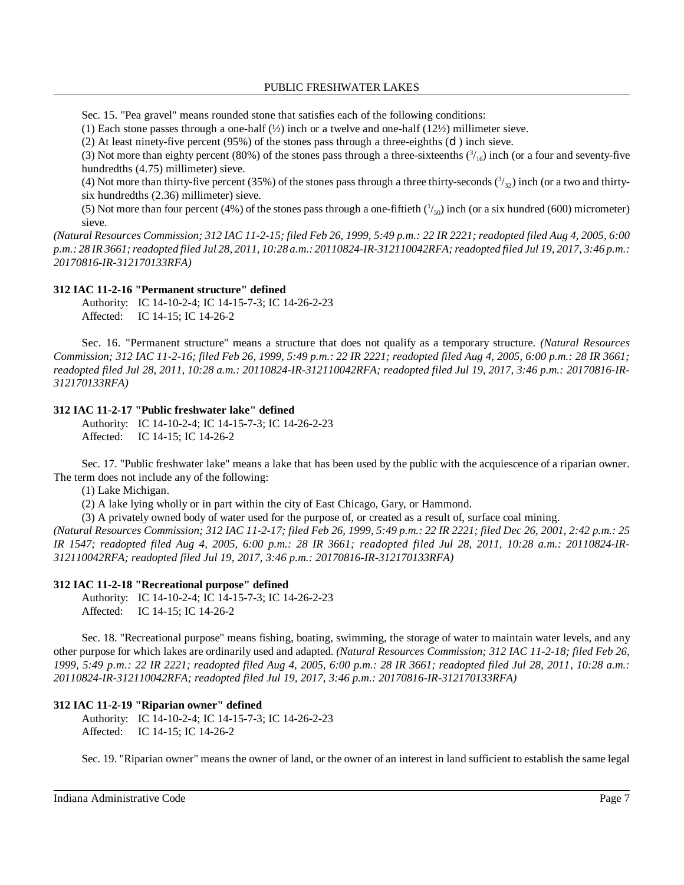Sec. 15. "Pea gravel" means rounded stone that satisfies each of the following conditions:

(1) Each stone passes through a one-half (½) inch or a twelve and one-half (12½) millimeter sieve.

(2) At least ninety-five percent (95%) of the stones pass through a three-eighths (d ) inch sieve.

(3) Not more than eighty percent (80%) of the stones pass through a three-sixteenths ($^3/_{16}$) inch (or a four and seventy-five hundredths (4.75) millimeter) sieve.

(4) Not more than thirty-five percent (35%) of the stones pass through a three thirty-seconds ($^3/_{32}$) inch (or a two and thirty-six hundredths (2.36) millimeter) sieve.

(5) Not more than four percent (4%) of the stones pass through a one-fiftieth ($^1/_{50}$) inch (or a six hundred (600) micrometer) sieve.

*(Natural Resources Commission; 312 IAC 11-2-15; filed Feb 26, 1999, 5:49 p.m.: 22 IR 2221; readopted filed Aug 4, 2005, 6:00 p.m.: 28 IR 3661; readopted filed Jul 28, 2011, 10:28 a.m.: 20110824-IR-312110042RFA; readopted filed Jul 19, 2017, 3:46 p.m.: 20170816-IR-312170133RFA)*

**312 IAC 11-2-16 "Permanent structure" defined**

Authority: IC 14-10-2-4; IC 14-15-7-3; IC 14-26-2-23
Affected: IC 14-15; IC 14-26-2

Sec. 16. "Permanent structure" means a structure that does not qualify as a temporary structure. *(Natural Resources Commission; 312 IAC 11-2-16; filed Feb 26, 1999, 5:49 p.m.: 22 IR 2221; readopted filed Aug 4, 2005, 6:00 p.m.: 28 IR 3661; readopted filed Jul 28, 2011, 10:28 a.m.: 20110824-IR-312110042RFA; readopted filed Jul 19, 2017, 3:46 p.m.: 20170816-IR-312170133RFA)*

**312 IAC 11-2-17 "Public freshwater lake" defined**

Authority: IC 14-10-2-4; IC 14-15-7-3; IC 14-26-2-23
Affected: IC 14-15; IC 14-26-2

Sec. 17. "Public freshwater lake" means a lake that has been used by the public with the acquiescence of a riparian owner. The term does not include any of the following:

(1) Lake Michigan.

(2) A lake lying wholly or in part within the city of East Chicago, Gary, or Hammond.

(3) A privately owned body of water used for the purpose of, or created as a result of, surface coal mining.

*(Natural Resources Commission; 312 IAC 11-2-17; filed Feb 26, 1999, 5:49 p.m.: 22 IR 2221; filed Dec 26, 2001, 2:42 p.m.: 25 IR 1547; readopted filed Aug 4, 2005, 6:00 p.m.: 28 IR 3661; readopted filed Jul 28, 2011, 10:28 a.m.: 20110824-IR-312110042RFA; readopted filed Jul 19, 2017, 3:46 p.m.: 20170816-IR-312170133RFA)*

**312 IAC 11-2-18 "Recreational purpose" defined**

Authority: IC 14-10-2-4; IC 14-15-7-3; IC 14-26-2-23
Affected: IC 14-15; IC 14-26-2

Sec. 18. "Recreational purpose" means fishing, boating, swimming, the storage of water to maintain water levels, and any other purpose for which lakes are ordinarily used and adapted. *(Natural Resources Commission; 312 IAC 11-2-18; filed Feb 26, 1999, 5:49 p.m.: 22 IR 2221; readopted filed Aug 4, 2005, 6:00 p.m.: 28 IR 3661; readopted filed Jul 28, 2011, 10:28 a.m.: 20110824-IR-312110042RFA; readopted filed Jul 19, 2017, 3:46 p.m.: 20170816-IR-312170133RFA)*

**312 IAC 11-2-19 "Riparian owner" defined**

Authority: IC 14-10-2-4; IC 14-15-7-3; IC 14-26-2-23
Affected: IC 14-15; IC 14-26-2

Sec. 19. "Riparian owner" means the owner of land, or the owner of an interest in land sufficient to establish the same legal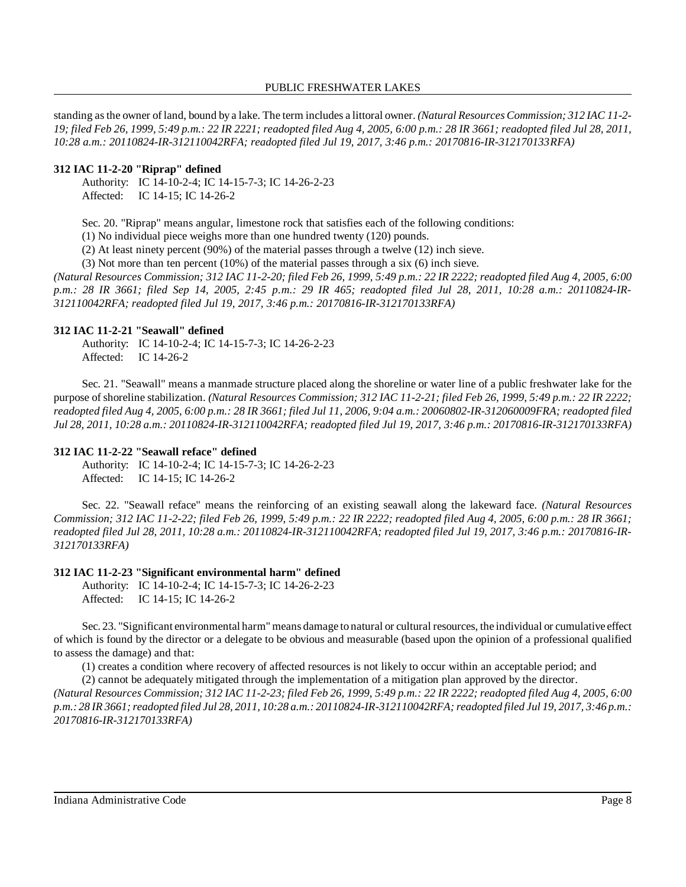standing as the owner of land, bound by a lake. The term includes a littoral owner. *(Natural Resources Commission; 312 IAC 11-2-19; filed Feb 26, 1999, 5:49 p.m.: 22 IR 2221; readopted filed Aug 4, 2005, 6:00 p.m.: 28 IR 3661; readopted filed Jul 28, 2011, 10:28 a.m.: 20110824-IR-312110042RFA; readopted filed Jul 19, 2017, 3:46 p.m.: 20170816-IR-312170133RFA)*

**312 IAC 11-2-20 "Riprap" defined**

Authority: IC 14-10-2-4; IC 14-15-7-3; IC 14-26-2-23
Affected: IC 14-15; IC 14-26-2

Sec. 20. "Riprap" means angular, limestone rock that satisfies each of the following conditions:

(1) No individual piece weighs more than one hundred twenty (120) pounds.
(2) At least ninety percent (90%) of the material passes through a twelve (12) inch sieve.
(3) Not more than ten percent (10%) of the material passes through a six (6) inch sieve.

*(Natural Resources Commission; 312 IAC 11-2-20; filed Feb 26, 1999, 5:49 p.m.: 22 IR 2222; readopted filed Aug 4, 2005, 6:00 p.m.: 28 IR 3661; filed Sep 14, 2005, 2:45 p.m.: 29 IR 465; readopted filed Jul 28, 2011, 10:28 a.m.: 20110824-IR-312110042RFA; readopted filed Jul 19, 2017, 3:46 p.m.: 20170816-IR-312170133RFA)*

**312 IAC 11-2-21 "Seawall" defined**

Authority: IC 14-10-2-4; IC 14-15-7-3; IC 14-26-2-23
Affected: IC 14-26-2

Sec. 21. "Seawall" means a manmade structure placed along the shoreline or water line of a public freshwater lake for the purpose of shoreline stabilization. *(Natural Resources Commission; 312 IAC 11-2-21; filed Feb 26, 1999, 5:49 p.m.: 22 IR 2222; readopted filed Aug 4, 2005, 6:00 p.m.: 28 IR 3661; filed Jul 11, 2006, 9:04 a.m.: 20060802-IR-312060009FRA; readopted filed Jul 28, 2011, 10:28 a.m.: 20110824-IR-312110042RFA; readopted filed Jul 19, 2017, 3:46 p.m.: 20170816-IR-312170133RFA)*

**312 IAC 11-2-22 "Seawall reface" defined**

Authority: IC 14-10-2-4; IC 14-15-7-3; IC 14-26-2-23
Affected: IC 14-15; IC 14-26-2

Sec. 22. "Seawall reface" means the reinforcing of an existing seawall along the lakeward face. *(Natural Resources Commission; 312 IAC 11-2-22; filed Feb 26, 1999, 5:49 p.m.: 22 IR 2222; readopted filed Aug 4, 2005, 6:00 p.m.: 28 IR 3661; readopted filed Jul 28, 2011, 10:28 a.m.: 20110824-IR-312110042RFA; readopted filed Jul 19, 2017, 3:46 p.m.: 20170816-IR-312170133RFA)*

**312 IAC 11-2-23 "Significant environmental harm" defined**

Authority: IC 14-10-2-4; IC 14-15-7-3; IC 14-26-2-23
Affected: IC 14-15; IC 14-26-2

Sec. 23. "Significant environmental harm" means damage to natural or cultural resources, the individual or cumulative effect of which is found by the director or a delegate to be obvious and measurable (based upon the opinion of a professional qualified to assess the damage) and that:

(1) creates a condition where recovery of affected resources is not likely to occur within an acceptable period; and
(2) cannot be adequately mitigated through the implementation of a mitigation plan approved by the director.

*(Natural Resources Commission; 312 IAC 11-2-23; filed Feb 26, 1999, 5:49 p.m.: 22 IR 2222; readopted filed Aug 4, 2005, 6:00 p.m.: 28 IR 3661; readopted filed Jul 28, 2011, 10:28 a.m.: 20110824-IR-312110042RFA; readopted filed Jul 19, 2017, 3:46 p.m.: 20170816-IR-312170133RFA)*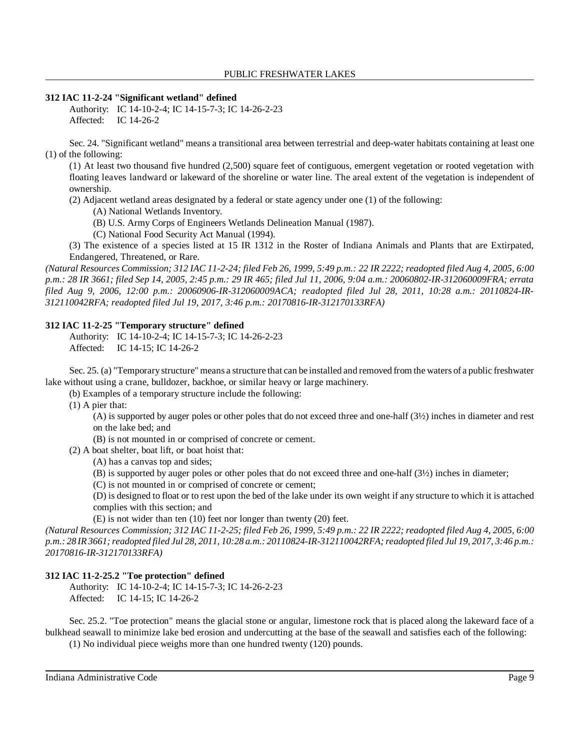### 312 IAC 11-2-24 "Significant wetland" defined

Authority: IC 14-10-2-4; IC 14-15-7-3; IC 14-26-2-23
Affected: IC 14-26-2

Sec. 24. "Significant wetland" means a transitional area between terrestrial and deep-water habitats containing at least one (1) of the following:

(1) At least two thousand five hundred (2,500) square feet of contiguous, emergent vegetation or rooted vegetation with floating leaves landward or lakeward of the shoreline or water line. The areal extent of the vegetation is independent of ownership.

(2) Adjacent wetland areas designated by a federal or state agency under one (1) of the following:

(A) National Wetlands Inventory.

(B) U.S. Army Corps of Engineers Wetlands Delineation Manual (1987).

(C) National Food Security Act Manual (1994).

(3) The existence of a species listed at 15 IR 1312 in the Roster of Indiana Animals and Plants that are Extirpated, Endangered, Threatened, or Rare.

*(Natural Resources Commission; 312 IAC 11-2-24; filed Feb 26, 1999, 5:49 p.m.: 22 IR 2222; readopted filed Aug 4, 2005, 6:00 p.m.: 28 IR 3661; filed Sep 14, 2005, 2:45 p.m.: 29 IR 465; filed Jul 11, 2006, 9:04 a.m.: 20060802-IR-312060009FRA; errata filed Aug 9, 2006, 12:00 p.m.: 20060906-IR-312060009ACA; readopted filed Jul 28, 2011, 10:28 a.m.: 20110824-IR-312110042RFA; readopted filed Jul 19, 2017, 3:46 p.m.: 20170816-IR-312170133RFA)*

### 312 IAC 11-2-25 "Temporary structure" defined

Authority: IC 14-10-2-4; IC 14-15-7-3; IC 14-26-2-23
Affected: IC 14-15; IC 14-26-2

Sec. 25. (a) "Temporary structure" means a structure that can be installed and removed from the waters of a public freshwater lake without using a crane, bulldozer, backhoe, or similar heavy or large machinery.

(b) Examples of a temporary structure include the following:

(1) A pier that:

(A) is supported by auger poles or other poles that do not exceed three and one-half (3½) inches in diameter and rest on the lake bed; and

(B) is not mounted in or comprised of concrete or cement.

(2) A boat shelter, boat lift, or boat hoist that:

(A) has a canvas top and sides;

(B) is supported by auger poles or other poles that do not exceed three and one-half (3½) inches in diameter;

(C) is not mounted in or comprised of concrete or cement;

(D) is designed to float or to rest upon the bed of the lake under its own weight if any structure to which it is attached complies with this section; and

(E) is not wider than ten (10) feet nor longer than twenty (20) feet.

*(Natural Resources Commission; 312 IAC 11-2-25; filed Feb 26, 1999, 5:49 p.m.: 22 IR 2222; readopted filed Aug 4, 2005, 6:00 p.m.: 28 IR 3661; readopted filed Jul 28, 2011, 10:28 a.m.: 20110824-IR-312110042RFA; readopted filed Jul 19, 2017, 3:46 p.m.: 20170816-IR-312170133RFA)*

### 312 IAC 11-2-25.2 "Toe protection" defined

Authority: IC 14-10-2-4; IC 14-15-7-3; IC 14-26-2-23
Affected: IC 14-15; IC 14-26-2

Sec. 25.2. "Toe protection" means the glacial stone or angular, limestone rock that is placed along the lakeward face of a bulkhead seawall to minimize lake bed erosion and undercutting at the base of the seawall and satisfies each of the following:

(1) No individual piece weighs more than one hundred twenty (120) pounds.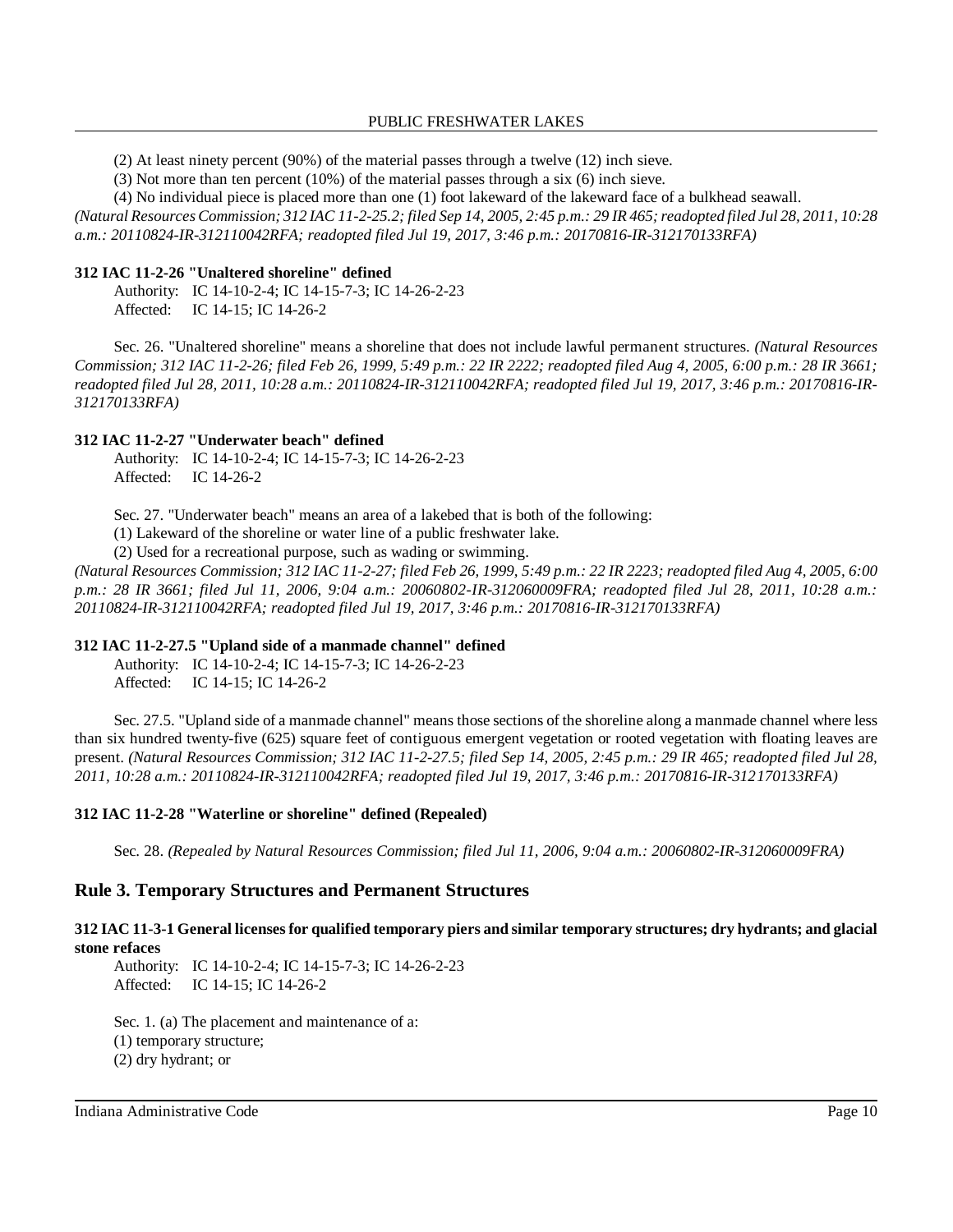(2) At least ninety percent (90%) of the material passes through a twelve (12) inch sieve.

(3) Not more than ten percent (10%) of the material passes through a six (6) inch sieve.

(4) No individual piece is placed more than one (1) foot lakeward of the lakeward face of a bulkhead seawall.

*(Natural Resources Commission; 312 IAC 11-2-25.2; filed Sep 14, 2005, 2:45 p.m.: 29 IR 465; readopted filed Jul 28, 2011, 10:28 a.m.: 20110824-IR-312110042RFA; readopted filed Jul 19, 2017, 3:46 p.m.: 20170816-IR-312170133RFA)*

### 312 IAC 11-2-26 "Unaltered shoreline" defined

Authority: IC 14-10-2-4; IC 14-15-7-3; IC 14-26-2-23
Affected: IC 14-15; IC 14-26-2

Sec. 26. "Unaltered shoreline" means a shoreline that does not include lawful permanent structures. *(Natural Resources Commission; 312 IAC 11-2-26; filed Feb 26, 1999, 5:49 p.m.: 22 IR 2222; readopted filed Aug 4, 2005, 6:00 p.m.: 28 IR 3661; readopted filed Jul 28, 2011, 10:28 a.m.: 20110824-IR-312110042RFA; readopted filed Jul 19, 2017, 3:46 p.m.: 20170816-IR-312170133RFA)*

### 312 IAC 11-2-27 "Underwater beach" defined

Authority: IC 14-10-2-4; IC 14-15-7-3; IC 14-26-2-23
Affected: IC 14-26-2

Sec. 27. "Underwater beach" means an area of a lakebed that is both of the following:

(1) Lakeward of the shoreline or water line of a public freshwater lake.

(2) Used for a recreational purpose, such as wading or swimming.

*(Natural Resources Commission; 312 IAC 11-2-27; filed Feb 26, 1999, 5:49 p.m.: 22 IR 2223; readopted filed Aug 4, 2005, 6:00 p.m.: 28 IR 3661; filed Jul 11, 2006, 9:04 a.m.: 20060802-IR-312060009FRA; readopted filed Jul 28, 2011, 10:28 a.m.: 20110824-IR-312110042RFA; readopted filed Jul 19, 2017, 3:46 p.m.: 20170816-IR-312170133RFA)*

### 312 IAC 11-2-27.5 "Upland side of a manmade channel" defined

Authority: IC 14-10-2-4; IC 14-15-7-3; IC 14-26-2-23
Affected: IC 14-15; IC 14-26-2

Sec. 27.5. "Upland side of a manmade channel" means those sections of the shoreline along a manmade channel where less than six hundred twenty-five (625) square feet of contiguous emergent vegetation or rooted vegetation with floating leaves are present. *(Natural Resources Commission; 312 IAC 11-2-27.5; filed Sep 14, 2005, 2:45 p.m.: 29 IR 465; readopted filed Jul 28, 2011, 10:28 a.m.: 20110824-IR-312110042RFA; readopted filed Jul 19, 2017, 3:46 p.m.: 20170816-IR-312170133RFA)*

### 312 IAC 11-2-28 "Waterline or shoreline" defined (Repealed)

Sec. 28. *(Repealed by Natural Resources Commission; filed Jul 11, 2006, 9:04 a.m.: 20060802-IR-312060009FRA)*

## Rule 3. Temporary Structures and Permanent Structures

### 312 IAC 11-3-1 General licenses for qualified temporary piers and similar temporary structures; dry hydrants; and glacial stone refaces

Authority: IC 14-10-2-4; IC 14-15-7-3; IC 14-26-2-23
Affected: IC 14-15; IC 14-26-2

Sec. 1. (a) The placement and maintenance of a:

(1) temporary structure;

(2) dry hydrant; or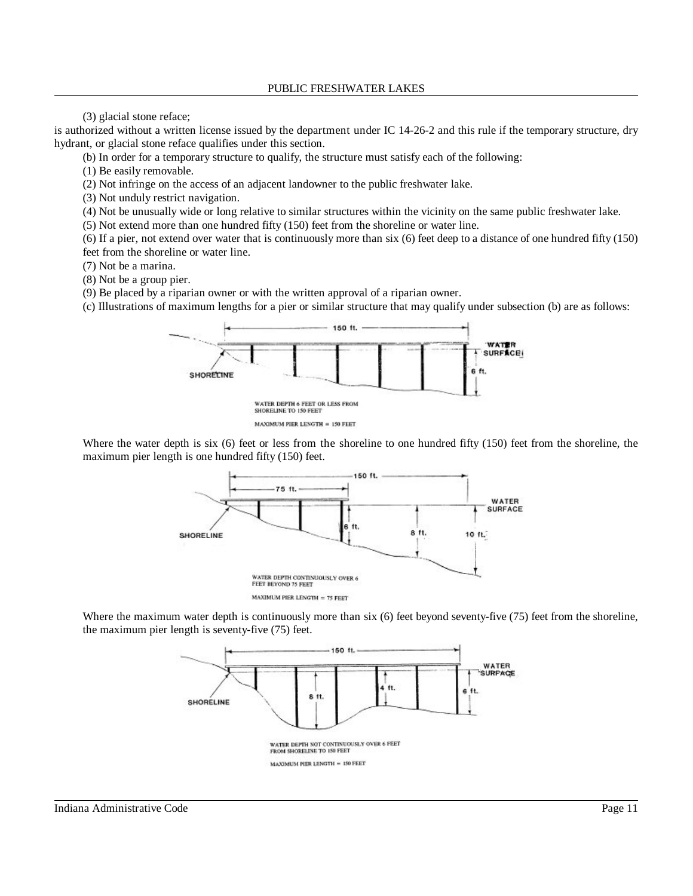(3) glacial stone reface;

is authorized without a written license issued by the department under IC 14-26-2 and this rule if the temporary structure, dry hydrant, or glacial stone reface qualifies under this section.

(b) In order for a temporary structure to qualify, the structure must satisfy each of the following:

(1) Be easily removable.

(2) Not infringe on the access of an adjacent landowner to the public freshwater lake.

(3) Not unduly restrict navigation.

(4) Not be unusually wide or long relative to similar structures within the vicinity on the same public freshwater lake.

(5) Not extend more than one hundred fifty (150) feet from the shoreline or water line.

(6) If a pier, not extend over water that is continuously more than six (6) feet deep to a distance of one hundred fifty (150) feet from the shoreline or water line.

(7) Not be a marina.

(8) Not be a group pier.

(9) Be placed by a riparian owner or with the written approval of a riparian owner.

(c) Illustrations of maximum lengths for a pier or similar structure that may qualify under subsection (b) are as follows:

WATER DEPTH 6 FEET OR LESS FROM SHORELINE TO 150 FEET

MAXIMUM PIER LENGTH = 150 FEET

Where the water depth is six (6) feet or less from the shoreline to one hundred fifty (150) feet from the shoreline, the maximum pier length is one hundred fifty (150) feet.

WATER DEPTH CONTINUOUSLY OVER 6 FEET BEYOND 75 FEET

MAXIMUM PIER LENGTH = 75 FEET

Where the maximum water depth is continuously more than six (6) feet beyond seventy-five (75) feet from the shoreline, the maximum pier length is seventy-five (75) feet.

WATER DEPTH NOT CONTINUOUSLY OVER 6 FEET FROM SHORELINE TO 150 FEET

MAXIMUM PIER LENGTH = 150 FEET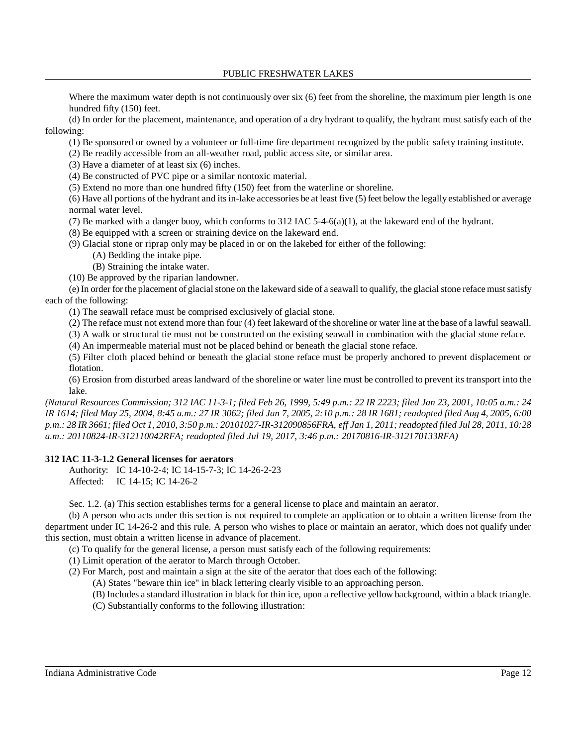Where the maximum water depth is not continuously over six (6) feet from the shoreline, the maximum pier length is one hundred fifty (150) feet.

(d) In order for the placement, maintenance, and operation of a dry hydrant to qualify, the hydrant must satisfy each of the following:

(1) Be sponsored or owned by a volunteer or full-time fire department recognized by the public safety training institute.

(2) Be readily accessible from an all-weather road, public access site, or similar area.

(3) Have a diameter of at least six (6) inches.

(4) Be constructed of PVC pipe or a similar nontoxic material.

(5) Extend no more than one hundred fifty (150) feet from the waterline or shoreline.

(6) Have all portions of the hydrant and its in-lake accessories be at least five (5) feet below the legally established or average normal water level.

(7) Be marked with a danger buoy, which conforms to 312 IAC 5-4-6(a)(1), at the lakeward end of the hydrant.

(8) Be equipped with a screen or straining device on the lakeward end.

(9) Glacial stone or riprap only may be placed in or on the lakebed for either of the following:

(A) Bedding the intake pipe.

(B) Straining the intake water.

(10) Be approved by the riparian landowner.

(e) In order for the placement of glacial stone on the lakeward side of a seawall to qualify, the glacial stone reface must satisfy each of the following:

(1) The seawall reface must be comprised exclusively of glacial stone.

(2) The reface must not extend more than four (4) feet lakeward of the shoreline or water line at the base of a lawful seawall.

(3) A walk or structural tie must not be constructed on the existing seawall in combination with the glacial stone reface.

(4) An impermeable material must not be placed behind or beneath the glacial stone reface.

(5) Filter cloth placed behind or beneath the glacial stone reface must be properly anchored to prevent displacement or flotation.

(6) Erosion from disturbed areas landward of the shoreline or water line must be controlled to prevent its transport into the lake.

*(Natural Resources Commission; 312 IAC 11-3-1; filed Feb 26, 1999, 5:49 p.m.: 22 IR 2223; filed Jan 23, 2001, 10:05 a.m.: 24 IR 1614; filed May 25, 2004, 8:45 a.m.: 27 IR 3062; filed Jan 7, 2005, 2:10 p.m.: 28 IR 1681; readopted filed Aug 4, 2005, 6:00 p.m.: 28 IR 3661; filed Oct 1, 2010, 3:50 p.m.: 20101027-IR-312090856FRA, eff Jan 1, 2011; readopted filed Jul 28, 2011, 10:28 a.m.: 20110824-IR-312110042RFA; readopted filed Jul 19, 2017, 3:46 p.m.: 20170816-IR-312170133RFA)*

**312 IAC 11-3-1.2 General licenses for aerators**

Authority: IC 14-10-2-4; IC 14-15-7-3; IC 14-26-2-23
Affected: IC 14-15; IC 14-26-2

Sec. 1.2. (a) This section establishes terms for a general license to place and maintain an aerator.

(b) A person who acts under this section is not required to complete an application or to obtain a written license from the department under IC 14-26-2 and this rule. A person who wishes to place or maintain an aerator, which does not qualify under this section, must obtain a written license in advance of placement.

(c) To qualify for the general license, a person must satisfy each of the following requirements:

(1) Limit operation of the aerator to March through October.

(2) For March, post and maintain a sign at the site of the aerator that does each of the following:

(A) States "beware thin ice" in black lettering clearly visible to an approaching person.

(B) Includes a standard illustration in black for thin ice, upon a reflective yellow background, within a black triangle.

(C) Substantially conforms to the following illustration: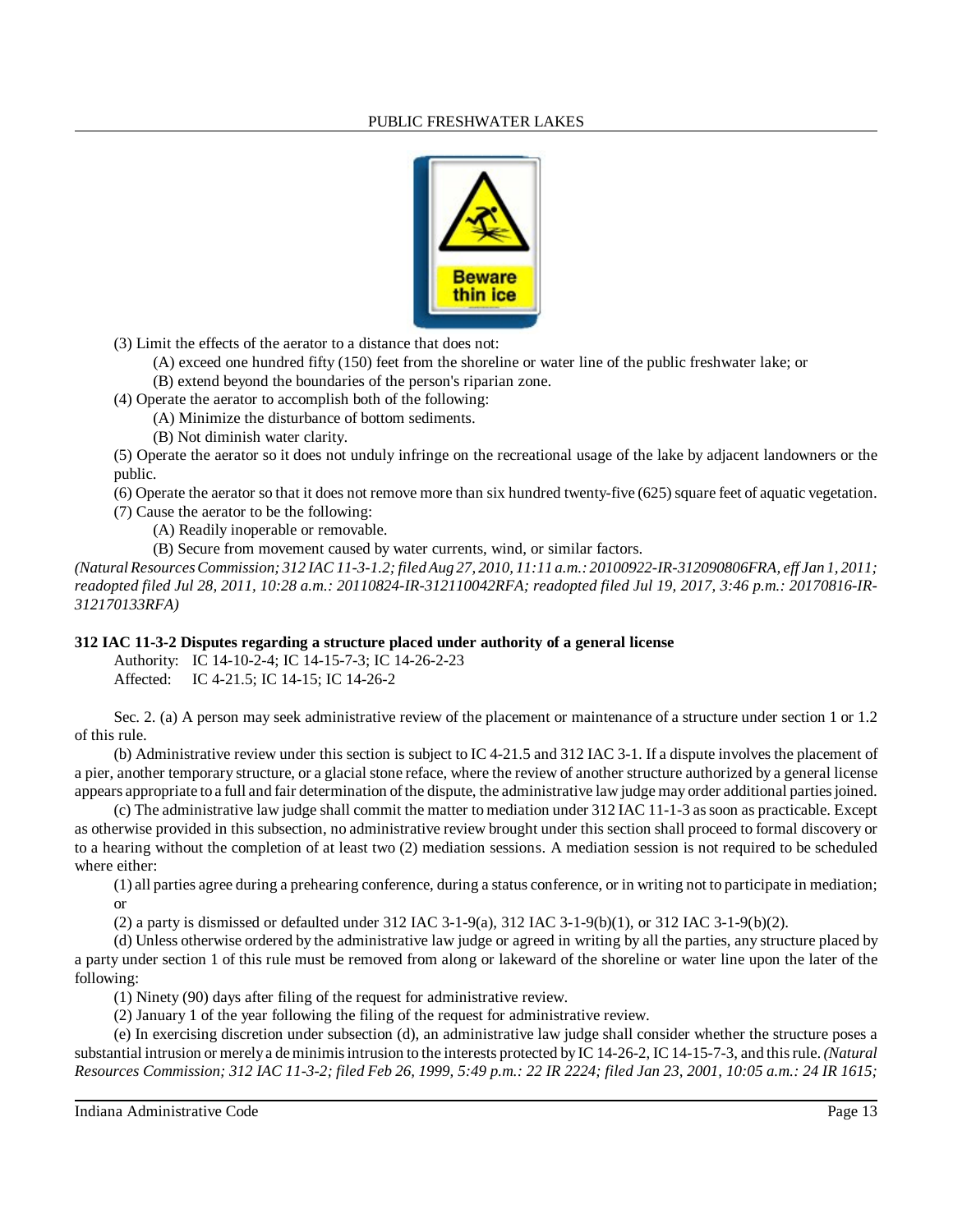(3) Limit the effects of the aerator to a distance that does not:

(A) exceed one hundred fifty (150) feet from the shoreline or water line of the public freshwater lake; or

(B) extend beyond the boundaries of the person's riparian zone.

(4) Operate the aerator to accomplish both of the following:

(A) Minimize the disturbance of bottom sediments.

(B) Not diminish water clarity.

(5) Operate the aerator so it does not unduly infringe on the recreational usage of the lake by adjacent landowners or the public.

(6) Operate the aerator so that it does not remove more than six hundred twenty-five (625) square feet of aquatic vegetation.

(7) Cause the aerator to be the following:

(A) Readily inoperable or removable.

(B) Secure from movement caused by water currents, wind, or similar factors.

*(Natural Resources Commission; 312 IAC 11-3-1.2; filed Aug 27, 2010, 11:11 a.m.: 20100922-IR-312090806FRA, eff Jan 1, 2011; readopted filed Jul 28, 2011, 10:28 a.m.: 20110824-IR-312110042RFA; readopted filed Jul 19, 2017, 3:46 p.m.: 20170816-IR-312170133RFA)*

**312 IAC 11-3-2 Disputes regarding a structure placed under authority of a general license**

Authority: IC 14-10-2-4; IC 14-15-7-3; IC 14-26-2-23
Affected: IC 4-21.5; IC 14-15; IC 14-26-2

Sec. 2. (a) A person may seek administrative review of the placement or maintenance of a structure under section 1 or 1.2 of this rule.

(b) Administrative review under this section is subject to IC 4-21.5 and 312 IAC 3-1. If a dispute involves the placement of a pier, another temporary structure, or a glacial stone reface, where the review of another structure authorized by a general license appears appropriate to a full and fair determination of the dispute, the administrative law judge may order additional parties joined.

(c) The administrative law judge shall commit the matter to mediation under 312 IAC 11-1-3 as soon as practicable. Except as otherwise provided in this subsection, no administrative review brought under this section shall proceed to formal discovery or to a hearing without the completion of at least two (2) mediation sessions. A mediation session is not required to be scheduled where either:

(1) all parties agree during a prehearing conference, during a status conference, or in writing not to participate in mediation; or

(2) a party is dismissed or defaulted under 312 IAC 3-1-9(a), 312 IAC 3-1-9(b)(1), or 312 IAC 3-1-9(b)(2).

(d) Unless otherwise ordered by the administrative law judge or agreed in writing by all the parties, any structure placed by a party under section 1 of this rule must be removed from along or lakeward of the shoreline or water line upon the later of the following:

(1) Ninety (90) days after filing of the request for administrative review.

(2) January 1 of the year following the filing of the request for administrative review.

(e) In exercising discretion under subsection (d), an administrative law judge shall consider whether the structure poses a substantial intrusion or merely a de minimis intrusion to the interests protected by IC 14-26-2, IC 14-15-7-3, and this rule. *(Natural Resources Commission; 312 IAC 11-3-2; filed Feb 26, 1999, 5:49 p.m.: 22 IR 2224; filed Jan 23, 2001, 10:05 a.m.: 24 IR 1615;*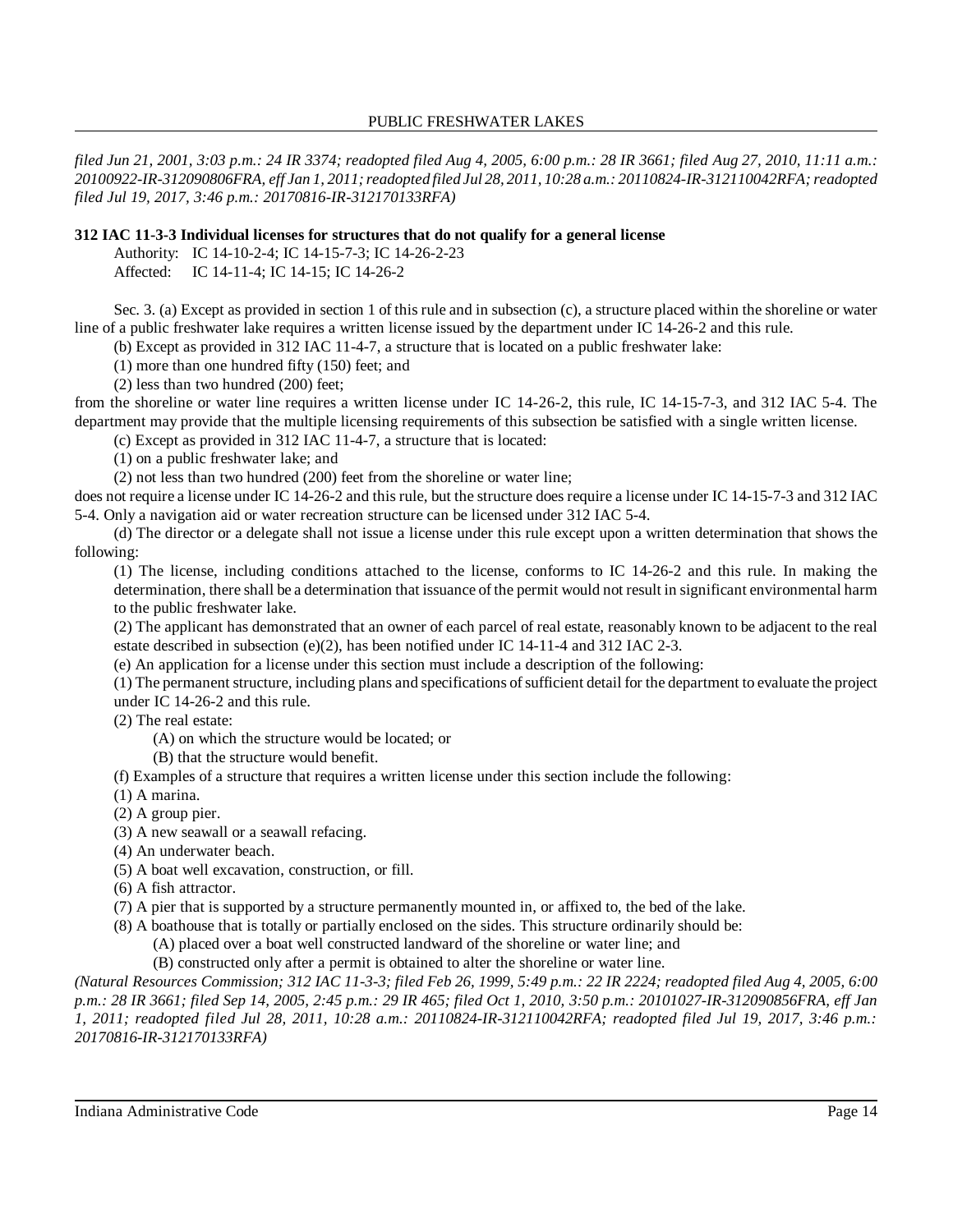*filed Jun 21, 2001, 3:03 p.m.: 24 IR 3374; readopted filed Aug 4, 2005, 6:00 p.m.: 28 IR 3661; filed Aug 27, 2010, 11:11 a.m.: 20100922-IR-312090806FRA, eff Jan 1, 2011; readopted filed Jul 28, 2011, 10:28 a.m.: 20110824-IR-312110042RFA; readopted filed Jul 19, 2017, 3:46 p.m.: 20170816-IR-312170133RFA)*

**312 IAC 11-3-3 Individual licenses for structures that do not qualify for a general license**

Authority: IC 14-10-2-4; IC 14-15-7-3; IC 14-26-2-23
Affected: IC 14-11-4; IC 14-15; IC 14-26-2

Sec. 3. (a) Except as provided in section 1 of this rule and in subsection (c), a structure placed within the shoreline or water line of a public freshwater lake requires a written license issued by the department under IC 14-26-2 and this rule.

(b) Except as provided in 312 IAC 11-4-7, a structure that is located on a public freshwater lake:

(1) more than one hundred fifty (150) feet; and

(2) less than two hundred (200) feet;

from the shoreline or water line requires a written license under IC 14-26-2, this rule, IC 14-15-7-3, and 312 IAC 5-4. The department may provide that the multiple licensing requirements of this subsection be satisfied with a single written license.

(c) Except as provided in 312 IAC 11-4-7, a structure that is located:

(1) on a public freshwater lake; and

(2) not less than two hundred (200) feet from the shoreline or water line;

does not require a license under IC 14-26-2 and this rule, but the structure does require a license under IC 14-15-7-3 and 312 IAC 5-4. Only a navigation aid or water recreation structure can be licensed under 312 IAC 5-4.

(d) The director or a delegate shall not issue a license under this rule except upon a written determination that shows the following:

(1) The license, including conditions attached to the license, conforms to IC 14-26-2 and this rule. In making the determination, there shall be a determination that issuance of the permit would not result in significant environmental harm to the public freshwater lake.

(2) The applicant has demonstrated that an owner of each parcel of real estate, reasonably known to be adjacent to the real estate described in subsection (e)(2), has been notified under IC 14-11-4 and 312 IAC 2-3.

(e) An application for a license under this section must include a description of the following:

(1) The permanent structure, including plans and specifications of sufficient detail for the department to evaluate the project under IC 14-26-2 and this rule.

(2) The real estate:

(A) on which the structure would be located; or

(B) that the structure would benefit.

(f) Examples of a structure that requires a written license under this section include the following:

(1) A marina.

(2) A group pier.

(3) A new seawall or a seawall refacing.

(4) An underwater beach.

(5) A boat well excavation, construction, or fill.

(6) A fish attractor.

(7) A pier that is supported by a structure permanently mounted in, or affixed to, the bed of the lake.

(8) A boathouse that is totally or partially enclosed on the sides. This structure ordinarily should be:

(A) placed over a boat well constructed landward of the shoreline or water line; and

(B) constructed only after a permit is obtained to alter the shoreline or water line.

*(Natural Resources Commission; 312 IAC 11-3-3; filed Feb 26, 1999, 5:49 p.m.: 22 IR 2224; readopted filed Aug 4, 2005, 6:00 p.m.: 28 IR 3661; filed Sep 14, 2005, 2:45 p.m.: 29 IR 465; filed Oct 1, 2010, 3:50 p.m.: 20101027-IR-312090856FRA, eff Jan 1, 2011; readopted filed Jul 28, 2011, 10:28 a.m.: 20110824-IR-312110042RFA; readopted filed Jul 19, 2017, 3:46 p.m.: 20170816-IR-312170133RFA)*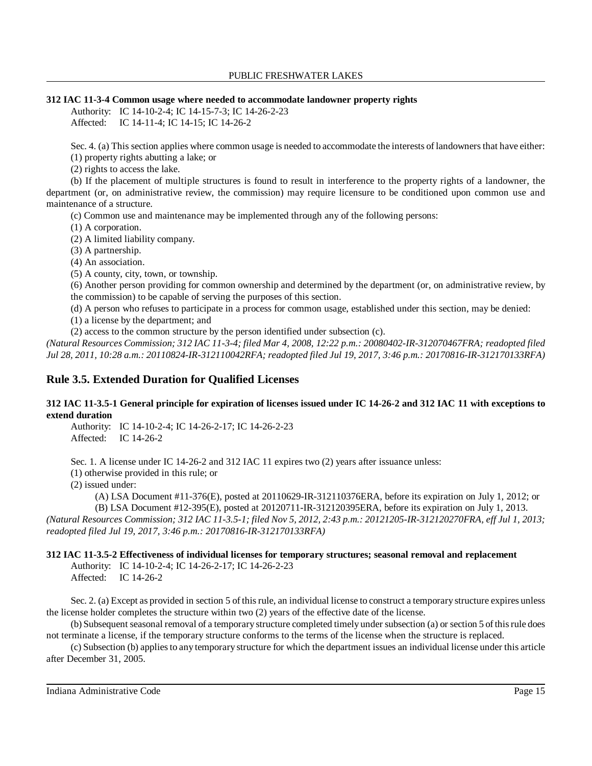**312 IAC 11-3-4 Common usage where needed to accommodate landowner property rights**

Authority: IC 14-10-2-4; IC 14-15-7-3; IC 14-26-2-23
Affected: IC 14-11-4; IC 14-15; IC 14-26-2

Sec. 4. (a) This section applies where common usage is needed to accommodate the interests of landowners that have either:
(1) property rights abutting a lake; or
(2) rights to access the lake.

(b) If the placement of multiple structures is found to result in interference to the property rights of a landowner, the department (or, on administrative review, the commission) may require licensure to be conditioned upon common use and maintenance of a structure.

(c) Common use and maintenance may be implemented through any of the following persons:
(1) A corporation.
(2) A limited liability company.
(3) A partnership.
(4) An association.
(5) A county, city, town, or township.
(6) Another person providing for common ownership and determined by the department (or, on administrative review, by the commission) to be capable of serving the purposes of this section.

(d) A person who refuses to participate in a process for common usage, established under this section, may be denied:
(1) a license by the department; and
(2) access to the common structure by the person identified under subsection (c).

*(Natural Resources Commission; 312 IAC 11-3-4; filed Mar 4, 2008, 12:22 p.m.: 20080402-IR-312070467FRA; readopted filed Jul 28, 2011, 10:28 a.m.: 20110824-IR-312110042RFA; readopted filed Jul 19, 2017, 3:46 p.m.: 20170816-IR-312170133RFA)*

## Rule 3.5. Extended Duration for Qualified Licenses

**312 IAC 11-3.5-1 General principle for expiration of licenses issued under IC 14-26-2 and 312 IAC 11 with exceptions to extend duration**

Authority: IC 14-10-2-4; IC 14-26-2-17; IC 14-26-2-23
Affected: IC 14-26-2

Sec. 1. A license under IC 14-26-2 and 312 IAC 11 expires two (2) years after issuance unless:
(1) otherwise provided in this rule; or
(2) issued under:
(A) LSA Document #11-376(E), posted at 20110629-IR-312110376ERA, before its expiration on July 1, 2012; or
(B) LSA Document #12-395(E), posted at 20120711-IR-312120395ERA, before its expiration on July 1, 2013.

*(Natural Resources Commission; 312 IAC 11-3.5-1; filed Nov 5, 2012, 2:43 p.m.: 20121205-IR-312120270FRA, eff Jul 1, 2013; readopted filed Jul 19, 2017, 3:46 p.m.: 20170816-IR-312170133RFA)*

**312 IAC 11-3.5-2 Effectiveness of individual licenses for temporary structures; seasonal removal and replacement**

Authority: IC 14-10-2-4; IC 14-26-2-17; IC 14-26-2-23
Affected: IC 14-26-2

Sec. 2. (a) Except as provided in section 5 of this rule, an individual license to construct a temporary structure expires unless the license holder completes the structure within two (2) years of the effective date of the license.

(b) Subsequent seasonal removal of a temporary structure completed timely under subsection (a) or section 5 of this rule does not terminate a license, if the temporary structure conforms to the terms of the license when the structure is replaced.

(c) Subsection (b) applies to any temporary structure for which the department issues an individual license under this article after December 31, 2005.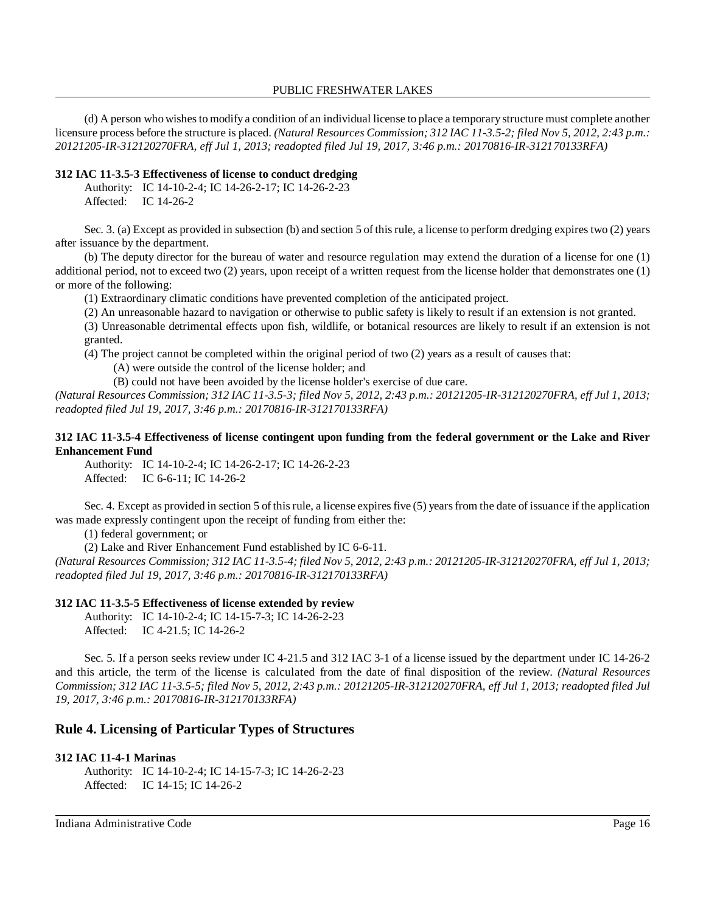(d) A person who wishes to modify a condition of an individual license to place a temporary structure must complete another licensure process before the structure is placed. *(Natural Resources Commission; 312 IAC 11-3.5-2; filed Nov 5, 2012, 2:43 p.m.: 20121205-IR-312120270FRA, eff Jul 1, 2013; readopted filed Jul 19, 2017, 3:46 p.m.: 20170816-IR-312170133RFA)*

**312 IAC 11-3.5-3 Effectiveness of license to conduct dredging**

Authority: IC 14-10-2-4; IC 14-26-2-17; IC 14-26-2-23
Affected: IC 14-26-2

Sec. 3. (a) Except as provided in subsection (b) and section 5 of this rule, a license to perform dredging expires two (2) years after issuance by the department.

(b) The deputy director for the bureau of water and resource regulation may extend the duration of a license for one (1) additional period, not to exceed two (2) years, upon receipt of a written request from the license holder that demonstrates one (1) or more of the following:

(1) Extraordinary climatic conditions have prevented completion of the anticipated project.

(2) An unreasonable hazard to navigation or otherwise to public safety is likely to result if an extension is not granted.

(3) Unreasonable detrimental effects upon fish, wildlife, or botanical resources are likely to result if an extension is not granted.

(4) The project cannot be completed within the original period of two (2) years as a result of causes that:

(A) were outside the control of the license holder; and

(B) could not have been avoided by the license holder's exercise of due care.

*(Natural Resources Commission; 312 IAC 11-3.5-3; filed Nov 5, 2012, 2:43 p.m.: 20121205-IR-312120270FRA, eff Jul 1, 2013; readopted filed Jul 19, 2017, 3:46 p.m.: 20170816-IR-312170133RFA)*

**312 IAC 11-3.5-4 Effectiveness of license contingent upon funding from the federal government or the Lake and River Enhancement Fund**

Authority: IC 14-10-2-4; IC 14-26-2-17; IC 14-26-2-23
Affected: IC 6-6-11; IC 14-26-2

Sec. 4. Except as provided in section 5 of this rule, a license expires five (5) years from the date of issuance if the application was made expressly contingent upon the receipt of funding from either the:

(1) federal government; or

(2) Lake and River Enhancement Fund established by IC 6-6-11.

*(Natural Resources Commission; 312 IAC 11-3.5-4; filed Nov 5, 2012, 2:43 p.m.: 20121205-IR-312120270FRA, eff Jul 1, 2013; readopted filed Jul 19, 2017, 3:46 p.m.: 20170816-IR-312170133RFA)*

**312 IAC 11-3.5-5 Effectiveness of license extended by review**

Authority: IC 14-10-2-4; IC 14-15-7-3; IC 14-26-2-23
Affected: IC 4-21.5; IC 14-26-2

Sec. 5. If a person seeks review under IC 4-21.5 and 312 IAC 3-1 of a license issued by the department under IC 14-26-2 and this article, the term of the license is calculated from the date of final disposition of the review. *(Natural Resources Commission; 312 IAC 11-3.5-5; filed Nov 5, 2012, 2:43 p.m.: 20121205-IR-312120270FRA, eff Jul 1, 2013; readopted filed Jul 19, 2017, 3:46 p.m.: 20170816-IR-312170133RFA)*

## Rule 4. Licensing of Particular Types of Structures

**312 IAC 11-4-1 Marinas**

Authority: IC 14-10-2-4; IC 14-15-7-3; IC 14-26-2-23
Affected: IC 14-15; IC 14-26-2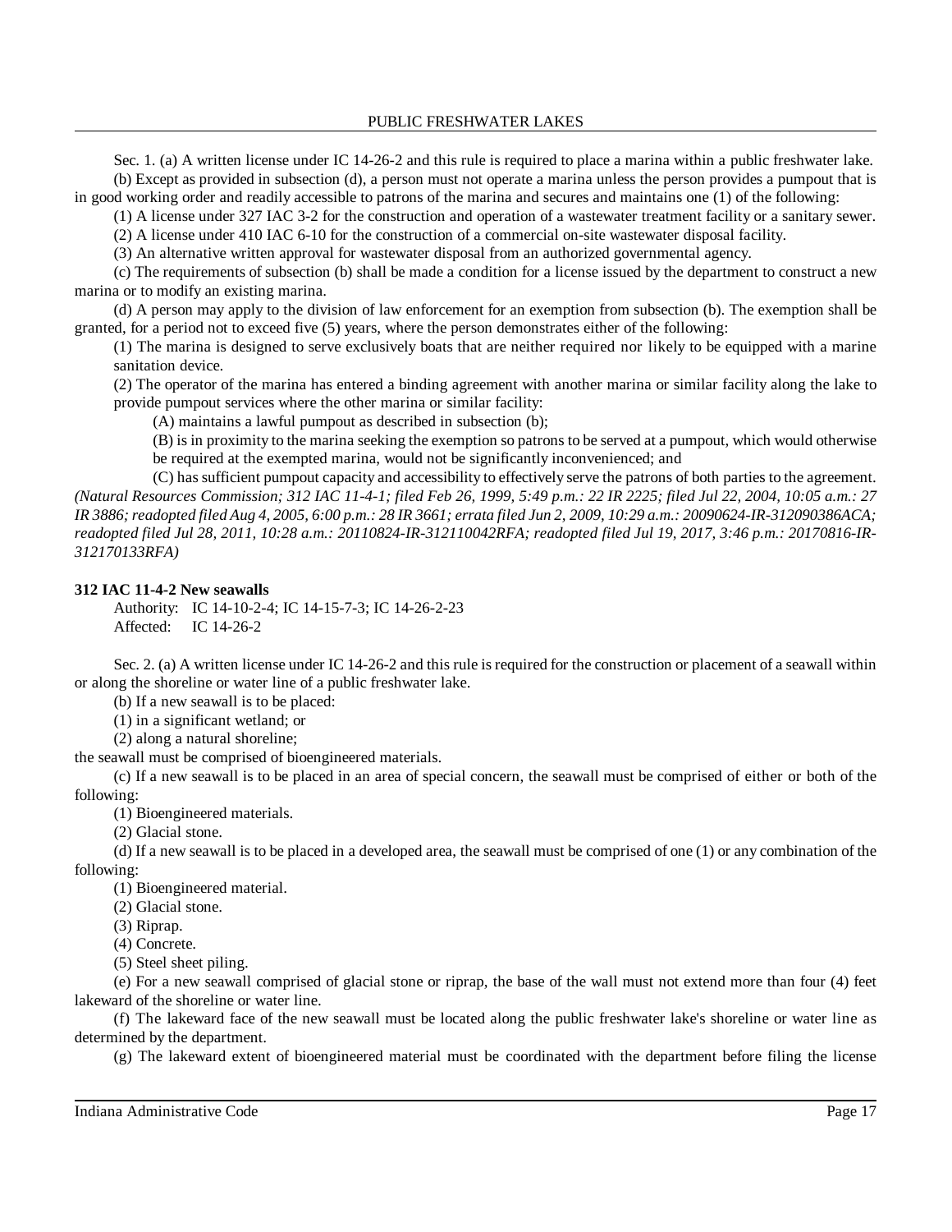Sec. 1. (a) A written license under IC 14-26-2 and this rule is required to place a marina within a public freshwater lake.

(b) Except as provided in subsection (d), a person must not operate a marina unless the person provides a pumpout that is in good working order and readily accessible to patrons of the marina and secures and maintains one (1) of the following:

(1) A license under 327 IAC 3-2 for the construction and operation of a wastewater treatment facility or a sanitary sewer.

(2) A license under 410 IAC 6-10 for the construction of a commercial on-site wastewater disposal facility.

(3) An alternative written approval for wastewater disposal from an authorized governmental agency.

(c) The requirements of subsection (b) shall be made a condition for a license issued by the department to construct a new marina or to modify an existing marina.

(d) A person may apply to the division of law enforcement for an exemption from subsection (b). The exemption shall be granted, for a period not to exceed five (5) years, where the person demonstrates either of the following:

(1) The marina is designed to serve exclusively boats that are neither required nor likely to be equipped with a marine sanitation device.

(2) The operator of the marina has entered a binding agreement with another marina or similar facility along the lake to provide pumpout services where the other marina or similar facility:

(A) maintains a lawful pumpout as described in subsection (b);

(B) is in proximity to the marina seeking the exemption so patrons to be served at a pumpout, which would otherwise be required at the exempted marina, would not be significantly inconvenienced; and

(C) has sufficient pumpout capacity and accessibility to effectively serve the patrons of both parties to the agreement.

*(Natural Resources Commission; 312 IAC 11-4-1; filed Feb 26, 1999, 5:49 p.m.: 22 IR 2225; filed Jul 22, 2004, 10:05 a.m.: 27 IR 3886; readopted filed Aug 4, 2005, 6:00 p.m.: 28 IR 3661; errata filed Jun 2, 2009, 10:29 a.m.: 20090624-IR-312090386ACA; readopted filed Jul 28, 2011, 10:28 a.m.: 20110824-IR-312110042RFA; readopted filed Jul 19, 2017, 3:46 p.m.: 20170816-IR-312170133RFA)*

**312 IAC 11-4-2 New seawalls**

Authority: IC 14-10-2-4; IC 14-15-7-3; IC 14-26-2-23
Affected: IC 14-26-2

Sec. 2. (a) A written license under IC 14-26-2 and this rule is required for the construction or placement of a seawall within or along the shoreline or water line of a public freshwater lake.

(b) If a new seawall is to be placed:

(1) in a significant wetland; or

(2) along a natural shoreline;

the seawall must be comprised of bioengineered materials.

(c) If a new seawall is to be placed in an area of special concern, the seawall must be comprised of either or both of the following:

(1) Bioengineered materials.

(2) Glacial stone.

(d) If a new seawall is to be placed in a developed area, the seawall must be comprised of one (1) or any combination of the following:

(1) Bioengineered material.

(2) Glacial stone.

(3) Riprap.

(4) Concrete.

(5) Steel sheet piling.

(e) For a new seawall comprised of glacial stone or riprap, the base of the wall must not extend more than four (4) feet lakeward of the shoreline or water line.

(f) The lakeward face of the new seawall must be located along the public freshwater lake's shoreline or water line as determined by the department.

(g) The lakeward extent of bioengineered material must be coordinated with the department before filing the license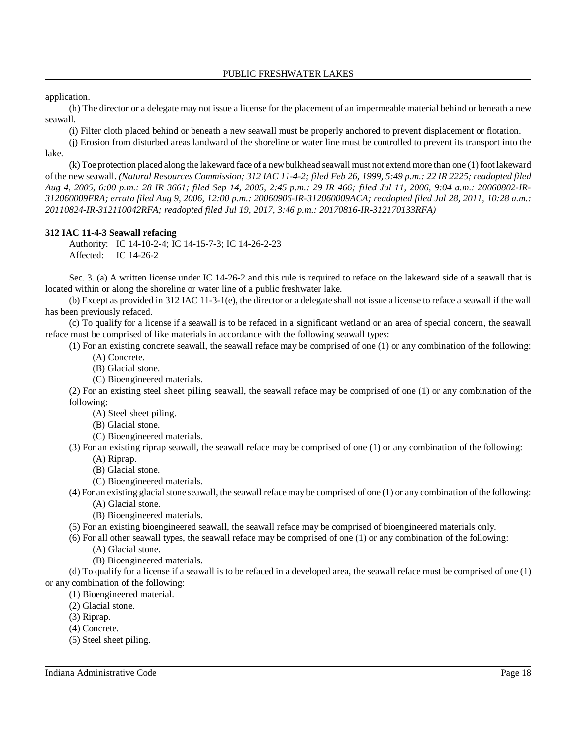application.

(h) The director or a delegate may not issue a license for the placement of an impermeable material behind or beneath a new seawall.

(i) Filter cloth placed behind or beneath a new seawall must be properly anchored to prevent displacement or flotation.

(j) Erosion from disturbed areas landward of the shoreline or water line must be controlled to prevent its transport into the lake.

(k) Toe protection placed along the lakeward face of a new bulkhead seawall must not extend more than one (1) foot lakeward of the new seawall. *(Natural Resources Commission; 312 IAC 11-4-2; filed Feb 26, 1999, 5:49 p.m.: 22 IR 2225; readopted filed Aug 4, 2005, 6:00 p.m.: 28 IR 3661; filed Sep 14, 2005, 2:45 p.m.: 29 IR 466; filed Jul 11, 2006, 9:04 a.m.: 20060802-IR-312060009FRA; errata filed Aug 9, 2006, 12:00 p.m.: 20060906-IR-312060009ACA; readopted filed Jul 28, 2011, 10:28 a.m.: 20110824-IR-312110042RFA; readopted filed Jul 19, 2017, 3:46 p.m.: 20170816-IR-312170133RFA)*

**312 IAC 11-4-3 Seawall refacing**

Authority: IC 14-10-2-4; IC 14-15-7-3; IC 14-26-2-23
Affected: IC 14-26-2

Sec. 3. (a) A written license under IC 14-26-2 and this rule is required to reface on the lakeward side of a seawall that is located within or along the shoreline or water line of a public freshwater lake.

(b) Except as provided in 312 IAC 11-3-1(e), the director or a delegate shall not issue a license to reface a seawall if the wall has been previously refaced.

(c) To qualify for a license if a seawall is to be refaced in a significant wetland or an area of special concern, the seawall reface must be comprised of like materials in accordance with the following seawall types:

(1) For an existing concrete seawall, the seawall reface may be comprised of one (1) or any combination of the following:
 (A) Concrete.
 (B) Glacial stone.
 (C) Bioengineered materials.

(2) For an existing steel sheet piling seawall, the seawall reface may be comprised of one (1) or any combination of the following:
 (A) Steel sheet piling.
 (B) Glacial stone.
 (C) Bioengineered materials.

(3) For an existing riprap seawall, the seawall reface may be comprised of one (1) or any combination of the following:
 (A) Riprap.
 (B) Glacial stone.
 (C) Bioengineered materials.

(4) For an existing glacial stone seawall, the seawall reface may be comprised of one (1) or any combination of the following:
 (A) Glacial stone.
 (B) Bioengineered materials.

(5) For an existing bioengineered seawall, the seawall reface may be comprised of bioengineered materials only.

(6) For all other seawall types, the seawall reface may be comprised of one (1) or any combination of the following:
 (A) Glacial stone.
 (B) Bioengineered materials.

(d) To qualify for a license if a seawall is to be refaced in a developed area, the seawall reface must be comprised of one (1) or any combination of the following:

(1) Bioengineered material.
(2) Glacial stone.
(3) Riprap.
(4) Concrete.
(5) Steel sheet piling.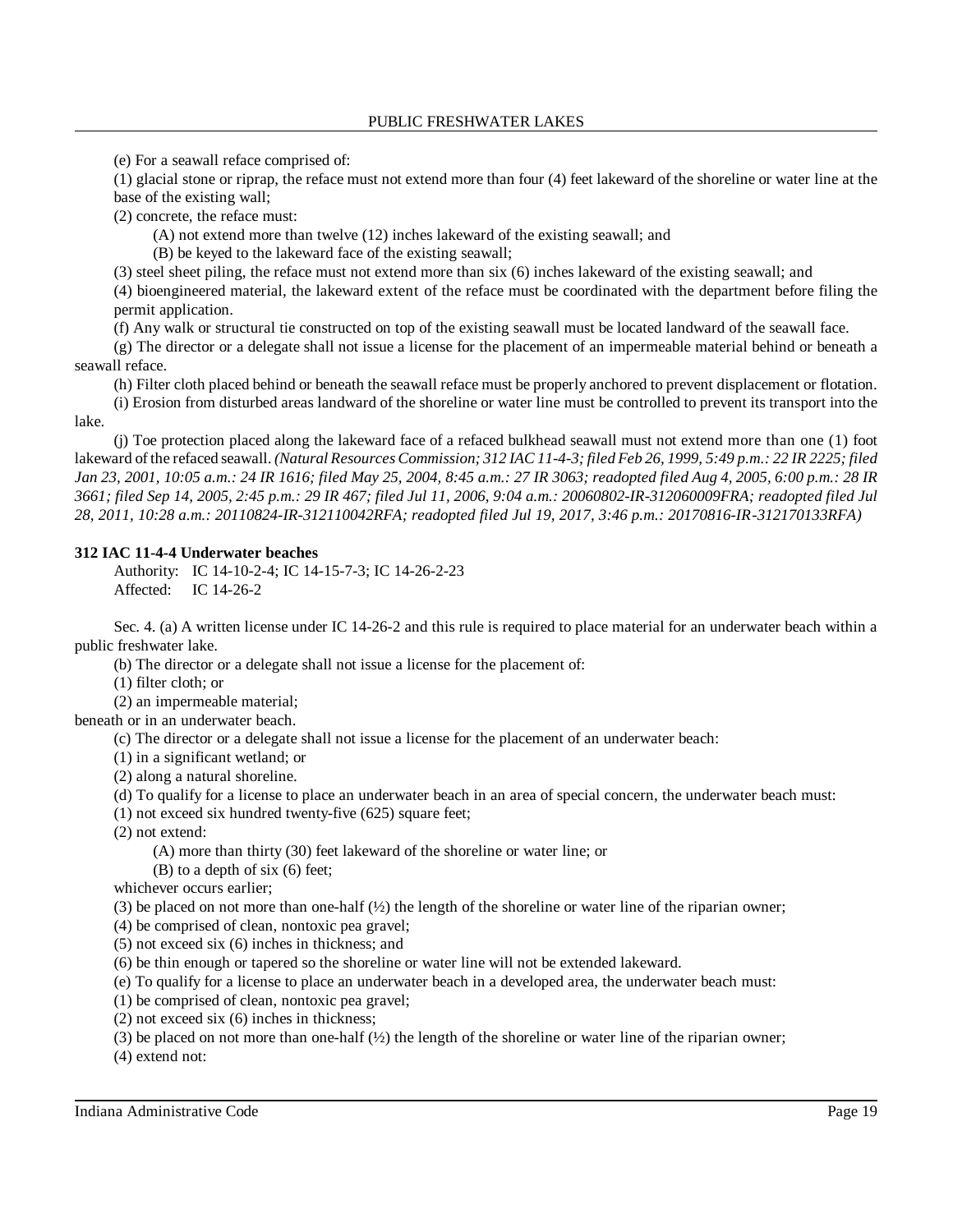(e) For a seawall reface comprised of:

(1) glacial stone or riprap, the reface must not extend more than four (4) feet lakeward of the shoreline or water line at the base of the existing wall;

(2) concrete, the reface must:

(A) not extend more than twelve (12) inches lakeward of the existing seawall; and

(B) be keyed to the lakeward face of the existing seawall;

(3) steel sheet piling, the reface must not extend more than six (6) inches lakeward of the existing seawall; and

(4) bioengineered material, the lakeward extent of the reface must be coordinated with the department before filing the permit application.

(f) Any walk or structural tie constructed on top of the existing seawall must be located landward of the seawall face.

(g) The director or a delegate shall not issue a license for the placement of an impermeable material behind or beneath a seawall reface.

(h) Filter cloth placed behind or beneath the seawall reface must be properly anchored to prevent displacement or flotation.

(i) Erosion from disturbed areas landward of the shoreline or water line must be controlled to prevent its transport into the lake.

(j) Toe protection placed along the lakeward face of a refaced bulkhead seawall must not extend more than one (1) foot lakeward of the refaced seawall. *(Natural Resources Commission; 312 IAC 11-4-3; filed Feb 26, 1999, 5:49 p.m.: 22 IR 2225; filed Jan 23, 2001, 10:05 a.m.: 24 IR 1616; filed May 25, 2004, 8:45 a.m.: 27 IR 3063; readopted filed Aug 4, 2005, 6:00 p.m.: 28 IR 3661; filed Sep 14, 2005, 2:45 p.m.: 29 IR 467; filed Jul 11, 2006, 9:04 a.m.: 20060802-IR-312060009FRA; readopted filed Jul 28, 2011, 10:28 a.m.: 20110824-IR-312110042RFA; readopted filed Jul 19, 2017, 3:46 p.m.: 20170816-IR-312170133RFA)*

**312 IAC 11-4-4 Underwater beaches**

Authority: IC 14-10-2-4; IC 14-15-7-3; IC 14-26-2-23
Affected: IC 14-26-2

Sec. 4. (a) A written license under IC 14-26-2 and this rule is required to place material for an underwater beach within a public freshwater lake.

(b) The director or a delegate shall not issue a license for the placement of:

(1) filter cloth; or

(2) an impermeable material;

beneath or in an underwater beach.

(c) The director or a delegate shall not issue a license for the placement of an underwater beach:

(1) in a significant wetland; or

(2) along a natural shoreline.

(d) To qualify for a license to place an underwater beach in an area of special concern, the underwater beach must:

(1) not exceed six hundred twenty-five (625) square feet;

(2) not extend:

(A) more than thirty (30) feet lakeward of the shoreline or water line; or

(B) to a depth of six (6) feet;

whichever occurs earlier;

(3) be placed on not more than one-half (½) the length of the shoreline or water line of the riparian owner;

(4) be comprised of clean, nontoxic pea gravel;

(5) not exceed six (6) inches in thickness; and

(6) be thin enough or tapered so the shoreline or water line will not be extended lakeward.

(e) To qualify for a license to place an underwater beach in a developed area, the underwater beach must:

(1) be comprised of clean, nontoxic pea gravel;

(2) not exceed six (6) inches in thickness;

(3) be placed on not more than one-half (½) the length of the shoreline or water line of the riparian owner;

(4) extend not: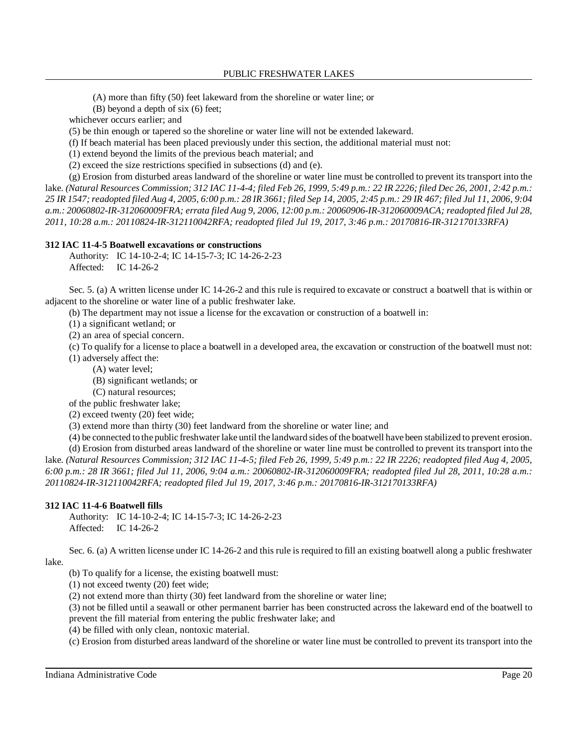(A) more than fifty (50) feet lakeward from the shoreline or water line; or

(B) beyond a depth of six (6) feet;

whichever occurs earlier; and

(5) be thin enough or tapered so the shoreline or water line will not be extended lakeward.

(f) If beach material has been placed previously under this section, the additional material must not:

(1) extend beyond the limits of the previous beach material; and

(2) exceed the size restrictions specified in subsections (d) and (e).

(g) Erosion from disturbed areas landward of the shoreline or water line must be controlled to prevent its transport into the lake. *(Natural Resources Commission; 312 IAC 11-4-4; filed Feb 26, 1999, 5:49 p.m.: 22 IR 2226; filed Dec 26, 2001, 2:42 p.m.: 25 IR 1547; readopted filed Aug 4, 2005, 6:00 p.m.: 28 IR 3661; filed Sep 14, 2005, 2:45 p.m.: 29 IR 467; filed Jul 11, 2006, 9:04 a.m.: 20060802-IR-312060009FRA; errata filed Aug 9, 2006, 12:00 p.m.: 20060906-IR-312060009ACA; readopted filed Jul 28, 2011, 10:28 a.m.: 20110824-IR-312110042RFA; readopted filed Jul 19, 2017, 3:46 p.m.: 20170816-IR-312170133RFA)*

**312 IAC 11-4-5 Boatwell excavations or constructions**

Authority: IC 14-10-2-4; IC 14-15-7-3; IC 14-26-2-23
Affected: IC 14-26-2

Sec. 5. (a) A written license under IC 14-26-2 and this rule is required to excavate or construct a boatwell that is within or adjacent to the shoreline or water line of a public freshwater lake.

(b) The department may not issue a license for the excavation or construction of a boatwell in:

(1) a significant wetland; or

(2) an area of special concern.

(c) To qualify for a license to place a boatwell in a developed area, the excavation or construction of the boatwell must not:

(1) adversely affect the:

(A) water level;

(B) significant wetlands; or

(C) natural resources;

of the public freshwater lake;

(2) exceed twenty (20) feet wide;

(3) extend more than thirty (30) feet landward from the shoreline or water line; and

(4) be connected to the public freshwater lake until the landward sides of the boatwell have been stabilized to prevent erosion.

(d) Erosion from disturbed areas landward of the shoreline or water line must be controlled to prevent its transport into the lake. *(Natural Resources Commission; 312 IAC 11-4-5; filed Feb 26, 1999, 5:49 p.m.: 22 IR 2226; readopted filed Aug 4, 2005, 6:00 p.m.: 28 IR 3661; filed Jul 11, 2006, 9:04 a.m.: 20060802-IR-312060009FRA; readopted filed Jul 28, 2011, 10:28 a.m.: 20110824-IR-312110042RFA; readopted filed Jul 19, 2017, 3:46 p.m.: 20170816-IR-312170133RFA)*

**312 IAC 11-4-6 Boatwell fills**

Authority: IC 14-10-2-4; IC 14-15-7-3; IC 14-26-2-23
Affected: IC 14-26-2

Sec. 6. (a) A written license under IC 14-26-2 and this rule is required to fill an existing boatwell along a public freshwater lake.

(b) To qualify for a license, the existing boatwell must:

(1) not exceed twenty (20) feet wide;

(2) not extend more than thirty (30) feet landward from the shoreline or water line;

(3) not be filled until a seawall or other permanent barrier has been constructed across the lakeward end of the boatwell to prevent the fill material from entering the public freshwater lake; and

(4) be filled with only clean, nontoxic material.

(c) Erosion from disturbed areas landward of the shoreline or water line must be controlled to prevent its transport into the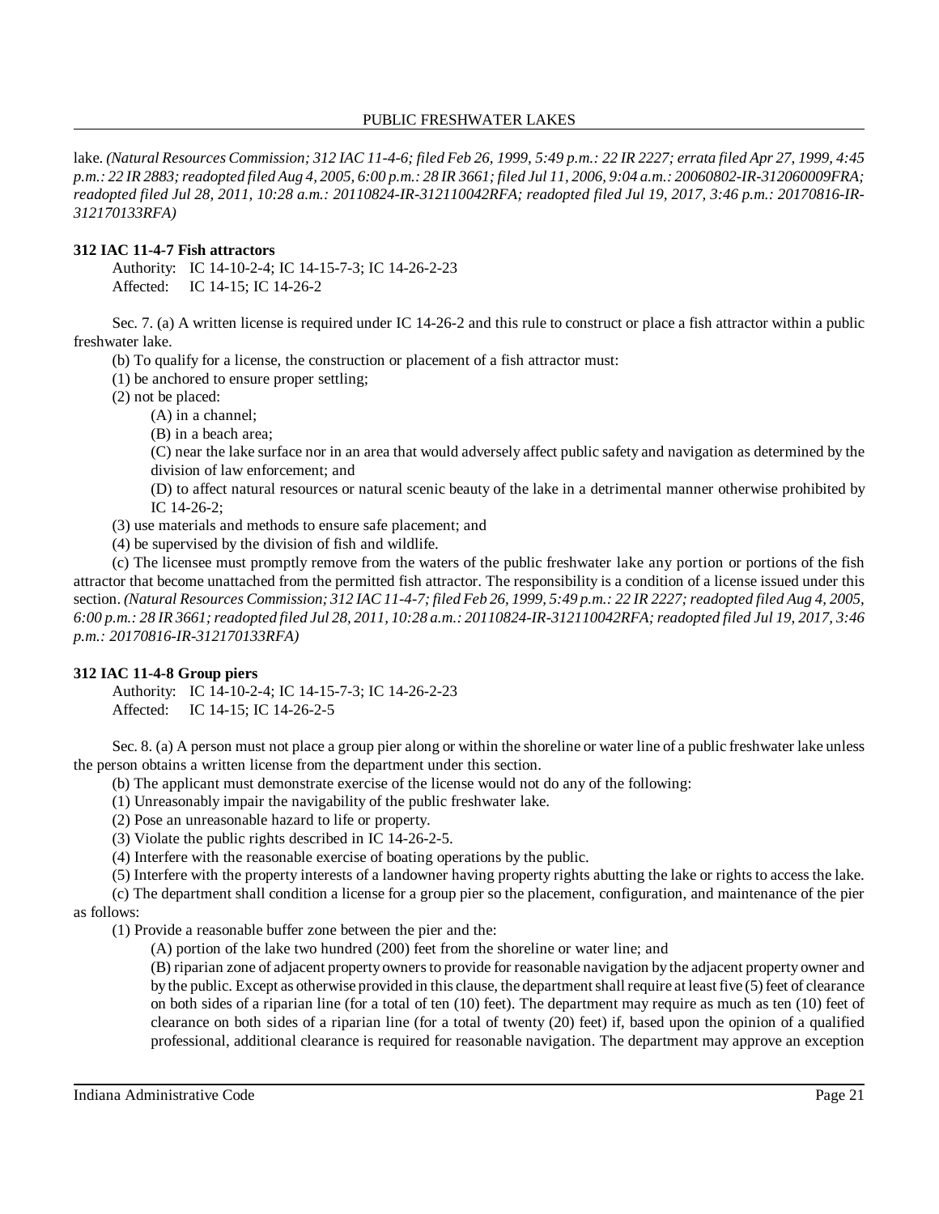lake. *(Natural Resources Commission; 312 IAC 11-4-6; filed Feb 26, 1999, 5:49 p.m.: 22 IR 2227; errata filed Apr 27, 1999, 4:45 p.m.: 22 IR 2883; readopted filed Aug 4, 2005, 6:00 p.m.: 28 IR 3661; filed Jul 11, 2006, 9:04 a.m.: 20060802-IR-312060009FRA; readopted filed Jul 28, 2011, 10:28 a.m.: 20110824-IR-312110042RFA; readopted filed Jul 19, 2017, 3:46 p.m.: 20170816-IR-312170133RFA)*

**312 IAC 11-4-7 Fish attractors**

Authority: IC 14-10-2-4; IC 14-15-7-3; IC 14-26-2-23
Affected: IC 14-15; IC 14-26-2

Sec. 7. (a) A written license is required under IC 14-26-2 and this rule to construct or place a fish attractor within a public freshwater lake.

(b) To qualify for a license, the construction or placement of a fish attractor must:

(1) be anchored to ensure proper settling;

(2) not be placed:

(A) in a channel;

(B) in a beach area;

(C) near the lake surface nor in an area that would adversely affect public safety and navigation as determined by the division of law enforcement; and

(D) to affect natural resources or natural scenic beauty of the lake in a detrimental manner otherwise prohibited by IC 14-26-2;

(3) use materials and methods to ensure safe placement; and

(4) be supervised by the division of fish and wildlife.

(c) The licensee must promptly remove from the waters of the public freshwater lake any portion or portions of the fish attractor that become unattached from the permitted fish attractor. The responsibility is a condition of a license issued under this section. *(Natural Resources Commission; 312 IAC 11-4-7; filed Feb 26, 1999, 5:49 p.m.: 22 IR 2227; readopted filed Aug 4, 2005, 6:00 p.m.: 28 IR 3661; readopted filed Jul 28, 2011, 10:28 a.m.: 20110824-IR-312110042RFA; readopted filed Jul 19, 2017, 3:46 p.m.: 20170816-IR-312170133RFA)*

**312 IAC 11-4-8 Group piers**

Authority: IC 14-10-2-4; IC 14-15-7-3; IC 14-26-2-23
Affected: IC 14-15; IC 14-26-2-5

Sec. 8. (a) A person must not place a group pier along or within the shoreline or water line of a public freshwater lake unless the person obtains a written license from the department under this section.

(b) The applicant must demonstrate exercise of the license would not do any of the following:

(1) Unreasonably impair the navigability of the public freshwater lake.

(2) Pose an unreasonable hazard to life or property.

(3) Violate the public rights described in IC 14-26-2-5.

(4) Interfere with the reasonable exercise of boating operations by the public.

(5) Interfere with the property interests of a landowner having property rights abutting the lake or rights to access the lake.

(c) The department shall condition a license for a group pier so the placement, configuration, and maintenance of the pier as follows:

(1) Provide a reasonable buffer zone between the pier and the:

(A) portion of the lake two hundred (200) feet from the shoreline or water line; and

(B) riparian zone of adjacent property owners to provide for reasonable navigation by the adjacent property owner and by the public. Except as otherwise provided in this clause, the department shall require at least five (5) feet of clearance on both sides of a riparian line (for a total of ten (10) feet). The department may require as much as ten (10) feet of clearance on both sides of a riparian line (for a total of twenty (20) feet) if, based upon the opinion of a qualified professional, additional clearance is required for reasonable navigation. The department may approve an exception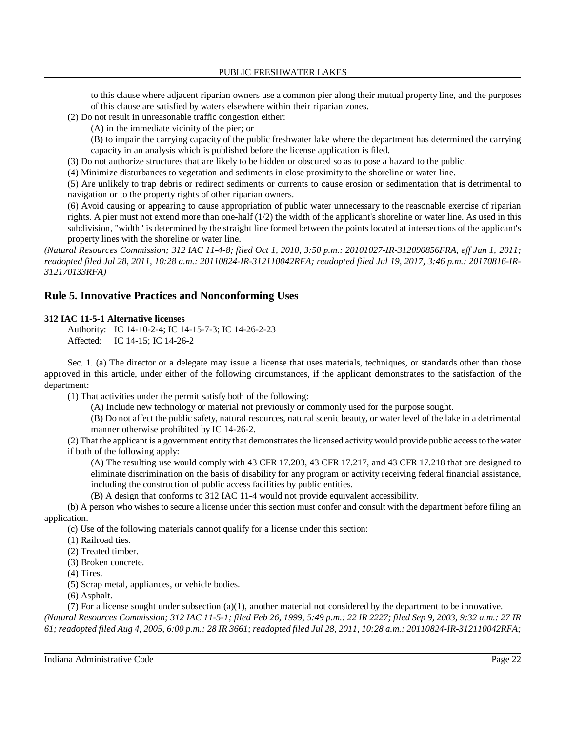to this clause where adjacent riparian owners use a common pier along their mutual property line, and the purposes of this clause are satisfied by waters elsewhere within their riparian zones.

(2) Do not result in unreasonable traffic congestion either:

(A) in the immediate vicinity of the pier; or

(B) to impair the carrying capacity of the public freshwater lake where the department has determined the carrying capacity in an analysis which is published before the license application is filed.

(3) Do not authorize structures that are likely to be hidden or obscured so as to pose a hazard to the public.

(4) Minimize disturbances to vegetation and sediments in close proximity to the shoreline or water line.

(5) Are unlikely to trap debris or redirect sediments or currents to cause erosion or sedimentation that is detrimental to navigation or to the property rights of other riparian owners.

(6) Avoid causing or appearing to cause appropriation of public water unnecessary to the reasonable exercise of riparian rights. A pier must not extend more than one-half (1/2) the width of the applicant's shoreline or water line. As used in this subdivision, "width" is determined by the straight line formed between the points located at intersections of the applicant's property lines with the shoreline or water line.

*(Natural Resources Commission; 312 IAC 11-4-8; filed Oct 1, 2010, 3:50 p.m.: 20101027-IR-312090856FRA, eff Jan 1, 2011; readopted filed Jul 28, 2011, 10:28 a.m.: 20110824-IR-312110042RFA; readopted filed Jul 19, 2017, 3:46 p.m.: 20170816-IR-312170133RFA)*

## Rule 5. Innovative Practices and Nonconforming Uses

**312 IAC 11-5-1 Alternative licenses**

Authority: IC 14-10-2-4; IC 14-15-7-3; IC 14-26-2-23
Affected: IC 14-15; IC 14-26-2

Sec. 1. (a) The director or a delegate may issue a license that uses materials, techniques, or standards other than those approved in this article, under either of the following circumstances, if the applicant demonstrates to the satisfaction of the department:

(1) That activities under the permit satisfy both of the following:

(A) Include new technology or material not previously or commonly used for the purpose sought.

(B) Do not affect the public safety, natural resources, natural scenic beauty, or water level of the lake in a detrimental manner otherwise prohibited by IC 14-26-2.

(2) That the applicant is a government entity that demonstrates the licensed activity would provide public access to the water if both of the following apply:

(A) The resulting use would comply with 43 CFR 17.203, 43 CFR 17.217, and 43 CFR 17.218 that are designed to eliminate discrimination on the basis of disability for any program or activity receiving federal financial assistance, including the construction of public access facilities by public entities.

(B) A design that conforms to 312 IAC 11-4 would not provide equivalent accessibility.

(b) A person who wishes to secure a license under this section must confer and consult with the department before filing an application.

(c) Use of the following materials cannot qualify for a license under this section:

(1) Railroad ties.

(2) Treated timber.

(3) Broken concrete.

(4) Tires.

(5) Scrap metal, appliances, or vehicle bodies.

(6) Asphalt.

(7) For a license sought under subsection (a)(1), another material not considered by the department to be innovative.

*(Natural Resources Commission; 312 IAC 11-5-1; filed Feb 26, 1999, 5:49 p.m.: 22 IR 2227; filed Sep 9, 2003, 9:32 a.m.: 27 IR 61; readopted filed Aug 4, 2005, 6:00 p.m.: 28 IR 3661; readopted filed Jul 28, 2011, 10:28 a.m.: 20110824-IR-312110042RFA;*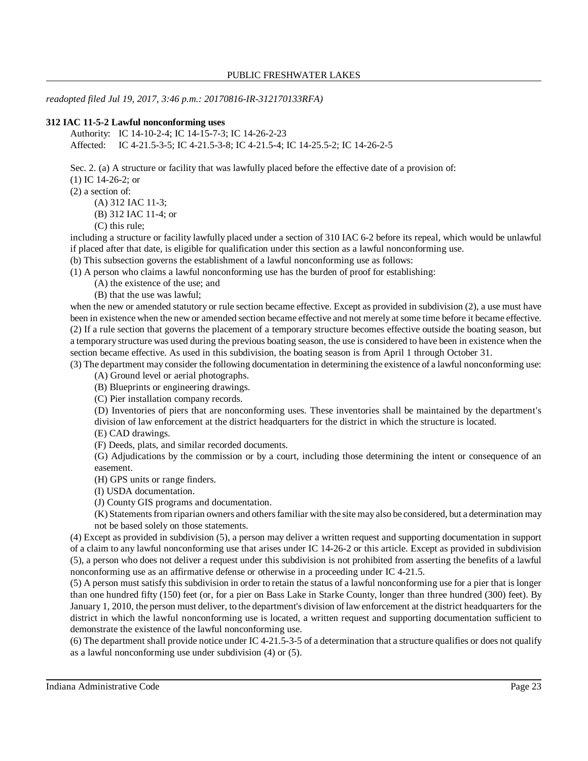*readopted filed Jul 19, 2017, 3:46 p.m.: 20170816-IR-312170133RFA)*

**312 IAC 11-5-2 Lawful nonconforming uses**

Authority: IC 14-10-2-4; IC 14-15-7-3; IC 14-26-2-23

Affected: IC 4-21.5-3-5; IC 4-21.5-3-8; IC 4-21.5-4; IC 14-25.5-2; IC 14-26-2-5

Sec. 2. (a) A structure or facility that was lawfully placed before the effective date of a provision of:

(1) IC 14-26-2; or

(2) a section of:

(A) 312 IAC 11-3;

(B) 312 IAC 11-4; or

(C) this rule;

including a structure or facility lawfully placed under a section of 310 IAC 6-2 before its repeal, which would be unlawful if placed after that date, is eligible for qualification under this section as a lawful nonconforming use.

(b) This subsection governs the establishment of a lawful nonconforming use as follows:

(1) A person who claims a lawful nonconforming use has the burden of proof for establishing:

(A) the existence of the use; and

(B) that the use was lawful;

when the new or amended statutory or rule section became effective. Except as provided in subdivision (2), a use must have been in existence when the new or amended section became effective and not merely at some time before it became effective.

(2) If a rule section that governs the placement of a temporary structure becomes effective outside the boating season, but a temporary structure was used during the previous boating season, the use is considered to have been in existence when the section became effective. As used in this subdivision, the boating season is from April 1 through October 31.

(3) The department may consider the following documentation in determining the existence of a lawful nonconforming use:

(A) Ground level or aerial photographs.

(B) Blueprints or engineering drawings.

(C) Pier installation company records.

(D) Inventories of piers that are nonconforming uses. These inventories shall be maintained by the department's division of law enforcement at the district headquarters for the district in which the structure is located.

(E) CAD drawings.

(F) Deeds, plats, and similar recorded documents.

(G) Adjudications by the commission or by a court, including those determining the intent or consequence of an easement.

(H) GPS units or range finders.

(I) USDA documentation.

(J) County GIS programs and documentation.

(K) Statements from riparian owners and others familiar with the site may also be considered, but a determination may not be based solely on those statements.

(4) Except as provided in subdivision (5), a person may deliver a written request and supporting documentation in support of a claim to any lawful nonconforming use that arises under IC 14-26-2 or this article. Except as provided in subdivision (5), a person who does not deliver a request under this subdivision is not prohibited from asserting the benefits of a lawful nonconforming use as an affirmative defense or otherwise in a proceeding under IC 4-21.5.

(5) A person must satisfy this subdivision in order to retain the status of a lawful nonconforming use for a pier that is longer than one hundred fifty (150) feet (or, for a pier on Bass Lake in Starke County, longer than three hundred (300) feet). By January 1, 2010, the person must deliver, to the department's division of law enforcement at the district headquarters for the district in which the lawful nonconforming use is located, a written request and supporting documentation sufficient to demonstrate the existence of the lawful nonconforming use.

(6) The department shall provide notice under IC 4-21.5-3-5 of a determination that a structure qualifies or does not qualify as a lawful nonconforming use under subdivision (4) or (5).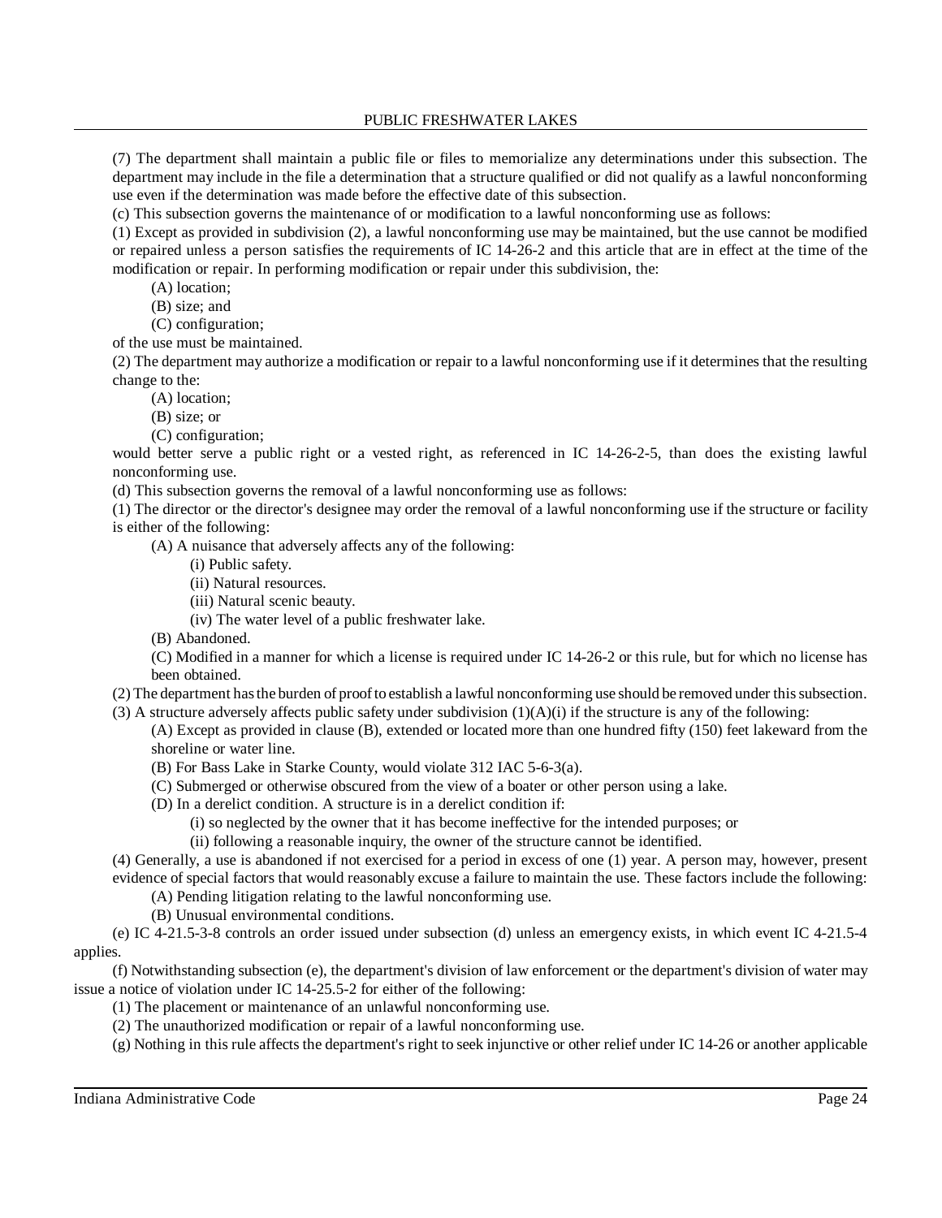(7) The department shall maintain a public file or files to memorialize any determinations under this subsection. The department may include in the file a determination that a structure qualified or did not qualify as a lawful nonconforming use even if the determination was made before the effective date of this subsection.

(c) This subsection governs the maintenance of or modification to a lawful nonconforming use as follows:

(1) Except as provided in subdivision (2), a lawful nonconforming use may be maintained, but the use cannot be modified or repaired unless a person satisfies the requirements of IC 14-26-2 and this article that are in effect at the time of the modification or repair. In performing modification or repair under this subdivision, the:

(A) location;

(B) size; and

(C) configuration;

of the use must be maintained.

(2) The department may authorize a modification or repair to a lawful nonconforming use if it determines that the resulting change to the:

(A) location;

(B) size; or

(C) configuration;

would better serve a public right or a vested right, as referenced in IC 14-26-2-5, than does the existing lawful nonconforming use.

(d) This subsection governs the removal of a lawful nonconforming use as follows:

(1) The director or the director's designee may order the removal of a lawful nonconforming use if the structure or facility is either of the following:

(A) A nuisance that adversely affects any of the following:

(i) Public safety.

(ii) Natural resources.

(iii) Natural scenic beauty.

(iv) The water level of a public freshwater lake.

(B) Abandoned.

(C) Modified in a manner for which a license is required under IC 14-26-2 or this rule, but for which no license has been obtained.

(2) The department has the burden of proof to establish a lawful nonconforming use should be removed under this subsection.

(3) A structure adversely affects public safety under subdivision (1)(A)(i) if the structure is any of the following:

(A) Except as provided in clause (B), extended or located more than one hundred fifty (150) feet lakeward from the shoreline or water line.

(B) For Bass Lake in Starke County, would violate 312 IAC 5-6-3(a).

(C) Submerged or otherwise obscured from the view of a boater or other person using a lake.

(D) In a derelict condition. A structure is in a derelict condition if:

(i) so neglected by the owner that it has become ineffective for the intended purposes; or

(ii) following a reasonable inquiry, the owner of the structure cannot be identified.

(4) Generally, a use is abandoned if not exercised for a period in excess of one (1) year. A person may, however, present evidence of special factors that would reasonably excuse a failure to maintain the use. These factors include the following:

(A) Pending litigation relating to the lawful nonconforming use.

(B) Unusual environmental conditions.

(e) IC 4-21.5-3-8 controls an order issued under subsection (d) unless an emergency exists, in which event IC 4-21.5-4 applies.

(f) Notwithstanding subsection (e), the department's division of law enforcement or the department's division of water may issue a notice of violation under IC 14-25.5-2 for either of the following:

(1) The placement or maintenance of an unlawful nonconforming use.

(2) The unauthorized modification or repair of a lawful nonconforming use.

(g) Nothing in this rule affects the department's right to seek injunctive or other relief under IC 14-26 or another applicable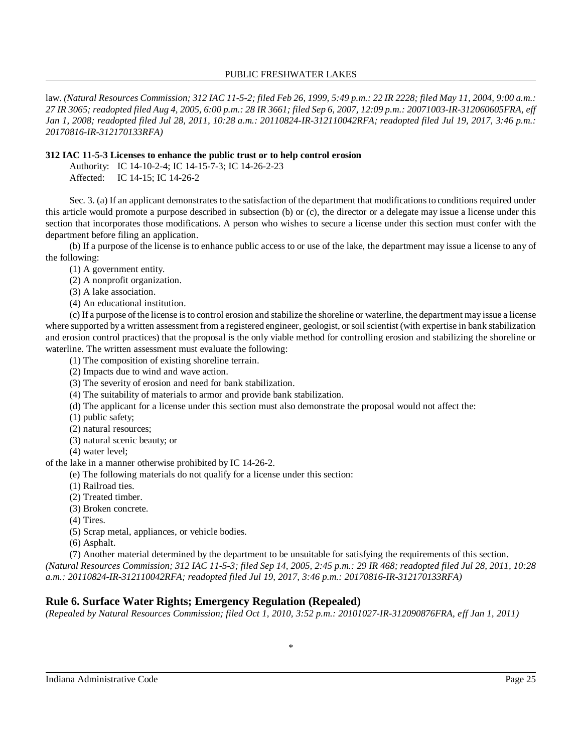law. *(Natural Resources Commission; 312 IAC 11-5-2; filed Feb 26, 1999, 5:49 p.m.: 22 IR 2228; filed May 11, 2004, 9:00 a.m.: 27 IR 3065; readopted filed Aug 4, 2005, 6:00 p.m.: 28 IR 3661; filed Sep 6, 2007, 12:09 p.m.: 20071003-IR-312060605FRA, eff Jan 1, 2008; readopted filed Jul 28, 2011, 10:28 a.m.: 20110824-IR-312110042RFA; readopted filed Jul 19, 2017, 3:46 p.m.: 20170816-IR-312170133RFA)*

**312 IAC 11-5-3 Licenses to enhance the public trust or to help control erosion**

Authority: IC 14-10-2-4; IC 14-15-7-3; IC 14-26-2-23
Affected: IC 14-15; IC 14-26-2

Sec. 3. (a) If an applicant demonstrates to the satisfaction of the department that modifications to conditions required under this article would promote a purpose described in subsection (b) or (c), the director or a delegate may issue a license under this section that incorporates those modifications. A person who wishes to secure a license under this section must confer with the department before filing an application.

(b) If a purpose of the license is to enhance public access to or use of the lake, the department may issue a license to any of the following:

(1) A government entity.
(2) A nonprofit organization.
(3) A lake association.
(4) An educational institution.

(c) If a purpose of the license is to control erosion and stabilize the shoreline or waterline, the department may issue a license where supported by a written assessment from a registered engineer, geologist, or soil scientist (with expertise in bank stabilization and erosion control practices) that the proposal is the only viable method for controlling erosion and stabilizing the shoreline or waterline. The written assessment must evaluate the following:

(1) The composition of existing shoreline terrain.
(2) Impacts due to wind and wave action.
(3) The severity of erosion and need for bank stabilization.
(4) The suitability of materials to armor and provide bank stabilization.

(d) The applicant for a license under this section must also demonstrate the proposal would not affect the:

(1) public safety;
(2) natural resources;
(3) natural scenic beauty; or
(4) water level;

of the lake in a manner otherwise prohibited by IC 14-26-2.

(e) The following materials do not qualify for a license under this section:

(1) Railroad ties.
(2) Treated timber.
(3) Broken concrete.
(4) Tires.
(5) Scrap metal, appliances, or vehicle bodies.
(6) Asphalt.
(7) Another material determined by the department to be unsuitable for satisfying the requirements of this section.

*(Natural Resources Commission; 312 IAC 11-5-3; filed Sep 14, 2005, 2:45 p.m.: 29 IR 468; readopted filed Jul 28, 2011, 10:28 a.m.: 20110824-IR-312110042RFA; readopted filed Jul 19, 2017, 3:46 p.m.: 20170816-IR-312170133RFA)*

## Rule 6. Surface Water Rights; Emergency Regulation (Repealed)

*(Repealed by Natural Resources Commission; filed Oct 1, 2010, 3:52 p.m.: 20101027-IR-312090876FRA, eff Jan 1, 2011)*

*